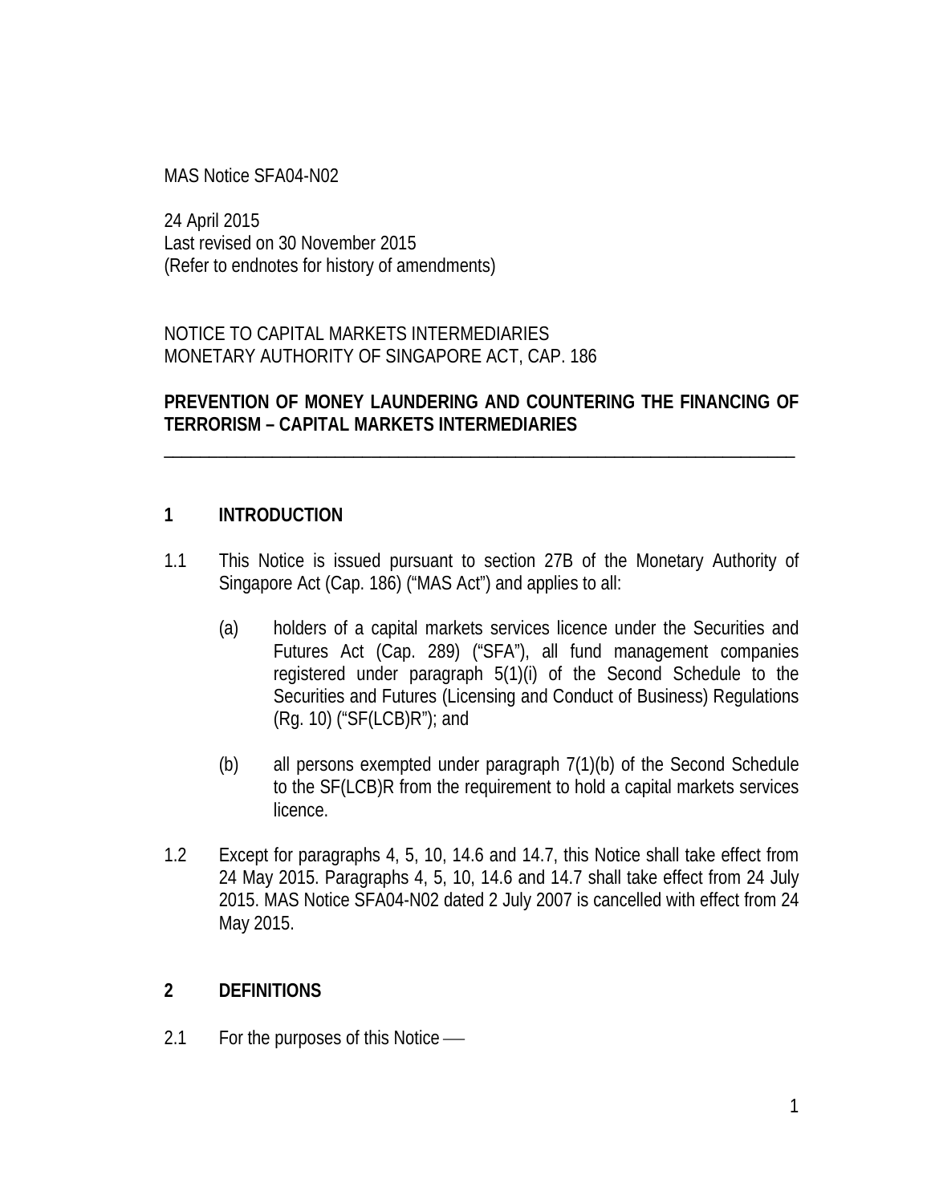MAS Notice SFA04-N02

24 April 2015
Last revised on 30 November 2015
(Refer to endnotes for history of amendments)

NOTICE TO CAPITAL MARKETS INTERMEDIARIES
MONETARY AUTHORITY OF SINGAPORE ACT, CAP. 186

**PREVENTION OF MONEY LAUNDERING AND COUNTERING THE FINANCING OF TERRORISM – CAPITAL MARKETS INTERMEDIARIES**

---

## 1 INTRODUCTION

1.1 This Notice is issued pursuant to section 27B of the Monetary Authority of Singapore Act (Cap. 186) ("MAS Act") and applies to all:

(a) holders of a capital markets services licence under the Securities and Futures Act (Cap. 289) ("SFA"), all fund management companies registered under paragraph 5(1)(i) of the Second Schedule to the Securities and Futures (Licensing and Conduct of Business) Regulations (Rg. 10) ("SF(LCB)R"); and

(b) all persons exempted under paragraph 7(1)(b) of the Second Schedule to the SF(LCB)R from the requirement to hold a capital markets services licence.

1.2 Except for paragraphs 4, 5, 10, 14.6 and 14.7, this Notice shall take effect from 24 May 2015. Paragraphs 4, 5, 10, 14.6 and 14.7 shall take effect from 24 July 2015. MAS Notice SFA04-N02 dated 2 July 2007 is cancelled with effect from 24 May 2015.

## 2 DEFINITIONS

2.1 For the purposes of this Notice —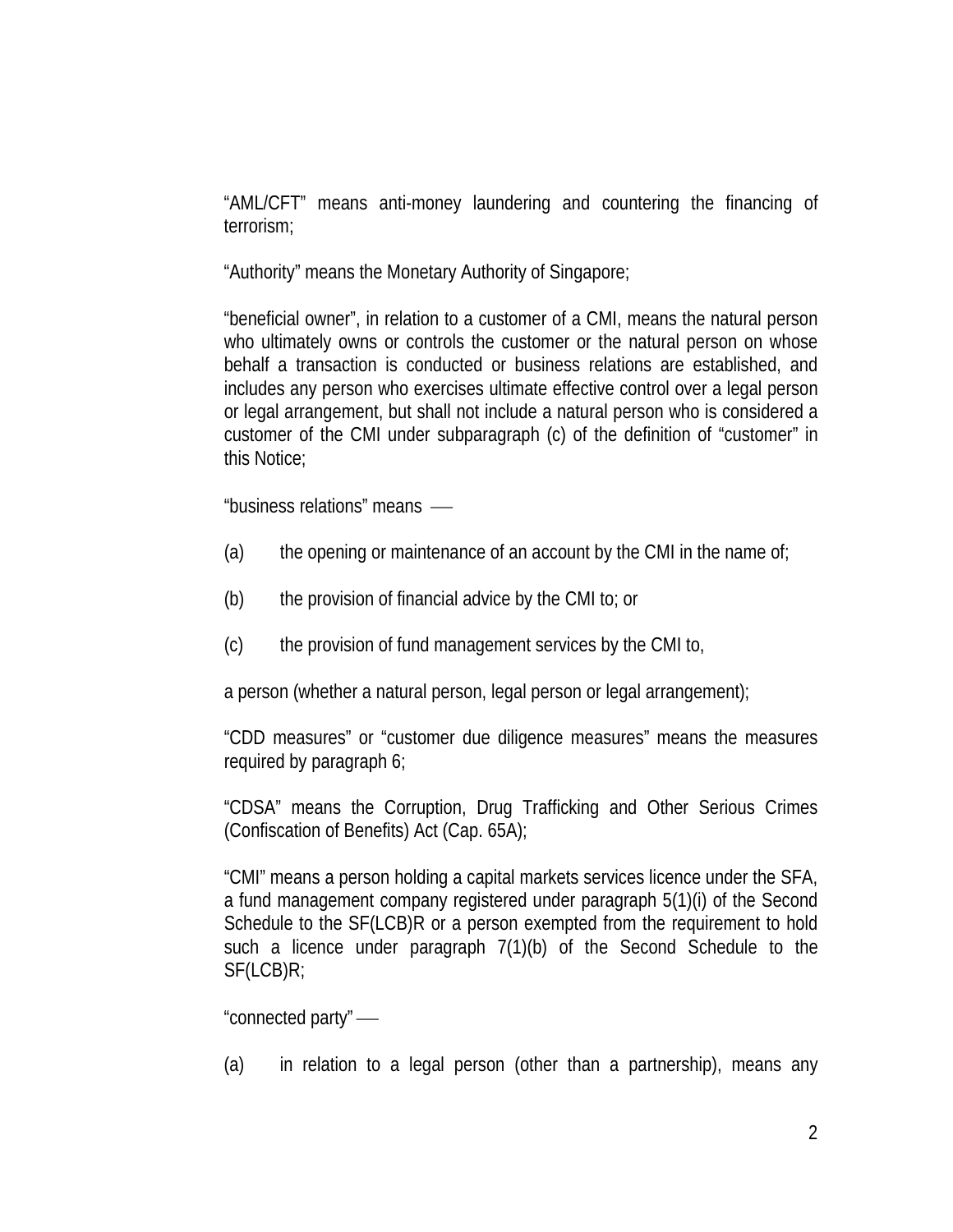"AML/CFT" means anti-money laundering and countering the financing of terrorism;

"Authority" means the Monetary Authority of Singapore;

"beneficial owner", in relation to a customer of a CMI, means the natural person who ultimately owns or controls the customer or the natural person on whose behalf a transaction is conducted or business relations are established, and includes any person who exercises ultimate effective control over a legal person or legal arrangement, but shall not include a natural person who is considered a customer of the CMI under subparagraph (c) of the definition of "customer" in this Notice;

"business relations" means —

(a) the opening or maintenance of an account by the CMI in the name of;

(b) the provision of financial advice by the CMI to; or

(c) the provision of fund management services by the CMI to,

a person (whether a natural person, legal person or legal arrangement);

"CDD measures" or "customer due diligence measures" means the measures required by paragraph 6;

"CDSA" means the Corruption, Drug Trafficking and Other Serious Crimes (Confiscation of Benefits) Act (Cap. 65A);

"CMI" means a person holding a capital markets services licence under the SFA, a fund management company registered under paragraph 5(1)(i) of the Second Schedule to the SF(LCB)R or a person exempted from the requirement to hold such a licence under paragraph 7(1)(b) of the Second Schedule to the SF(LCB)R;

"connected party" —

(a) in relation to a legal person (other than a partnership), means any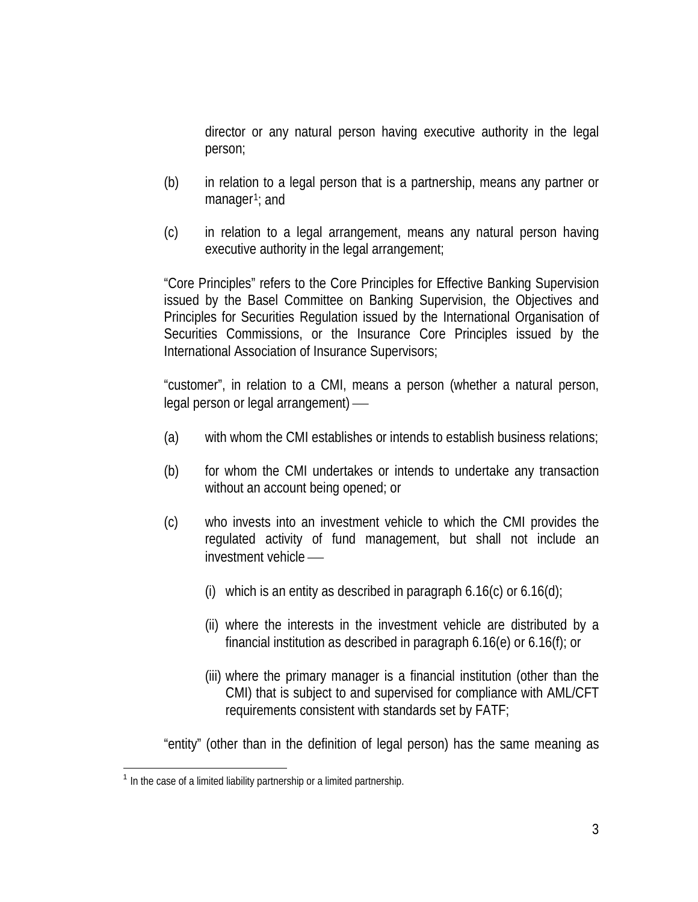director or any natural person having executive authority in the legal person;

(b) in relation to a legal person that is a partnership, means any partner or manager[1]; and

(c) in relation to a legal arrangement, means any natural person having executive authority in the legal arrangement;

"Core Principles" refers to the Core Principles for Effective Banking Supervision issued by the Basel Committee on Banking Supervision, the Objectives and Principles for Securities Regulation issued by the International Organisation of Securities Commissions, or the Insurance Core Principles issued by the International Association of Insurance Supervisors;

"customer", in relation to a CMI, means a person (whether a natural person, legal person or legal arrangement) ––

(a) with whom the CMI establishes or intends to establish business relations;

(b) for whom the CMI undertakes or intends to undertake any transaction without an account being opened; or

(c) who invests into an investment vehicle to which the CMI provides the regulated activity of fund management, but shall not include an investment vehicle ––

    (i) which is an entity as described in paragraph 6.16(c) or 6.16(d);

    (ii) where the interests in the investment vehicle are distributed by a financial institution as described in paragraph 6.16(e) or 6.16(f); or

    (iii) where the primary manager is a financial institution (other than the CMI) that is subject to and supervised for compliance with AML/CFT requirements consistent with standards set by FATF;

"entity" (other than in the definition of legal person) has the same meaning as

[1] In the case of a limited liability partnership or a limited partnership.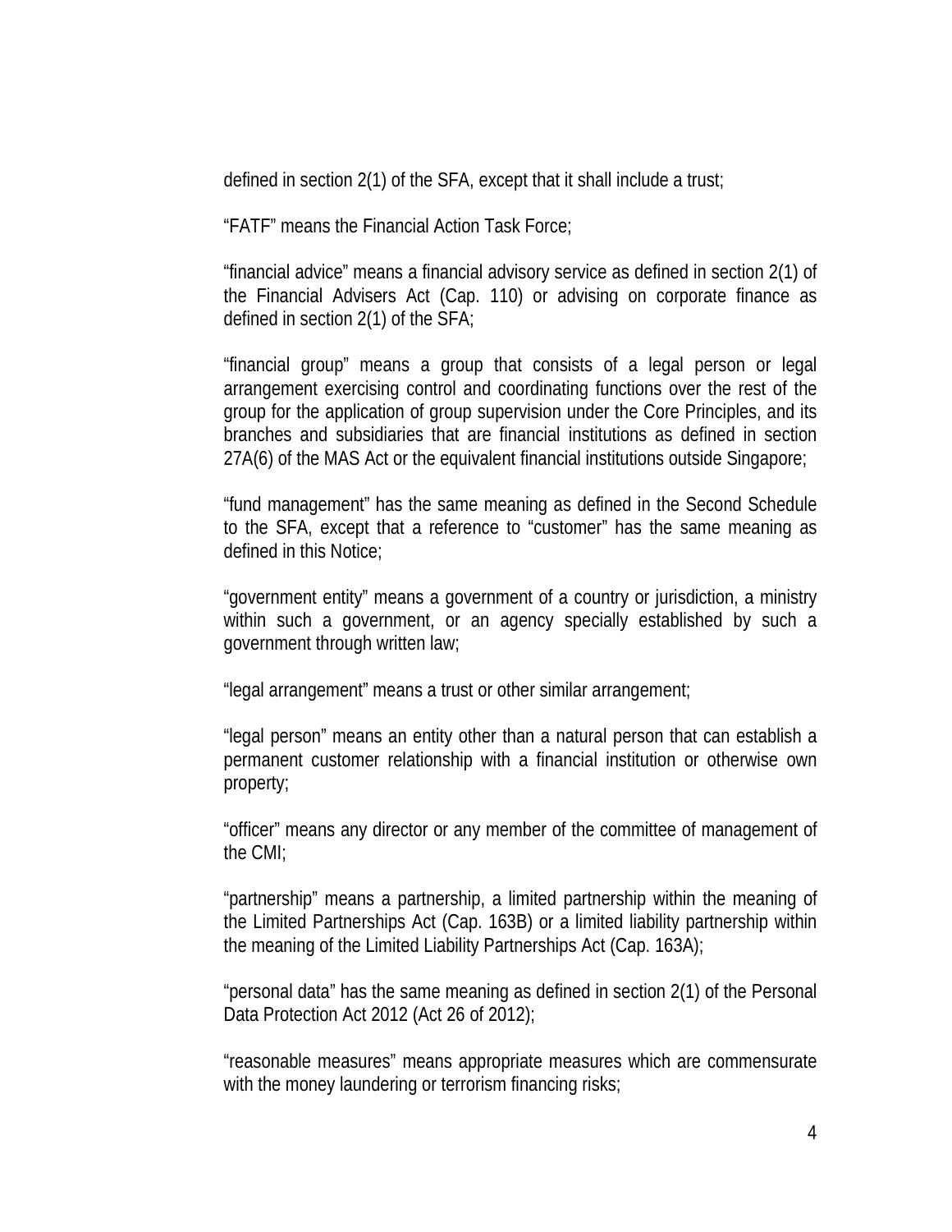defined in section 2(1) of the SFA, except that it shall include a trust;

"FATF" means the Financial Action Task Force;

"financial advice" means a financial advisory service as defined in section 2(1) of the Financial Advisers Act (Cap. 110) or advising on corporate finance as defined in section 2(1) of the SFA;

"financial group" means a group that consists of a legal person or legal arrangement exercising control and coordinating functions over the rest of the group for the application of group supervision under the Core Principles, and its branches and subsidiaries that are financial institutions as defined in section 27A(6) of the MAS Act or the equivalent financial institutions outside Singapore;

"fund management" has the same meaning as defined in the Second Schedule to the SFA, except that a reference to "customer" has the same meaning as defined in this Notice;

"government entity" means a government of a country or jurisdiction, a ministry within such a government, or an agency specially established by such a government through written law;

"legal arrangement" means a trust or other similar arrangement;

"legal person" means an entity other than a natural person that can establish a permanent customer relationship with a financial institution or otherwise own property;

"officer" means any director or any member of the committee of management of the CMI;

"partnership" means a partnership, a limited partnership within the meaning of the Limited Partnerships Act (Cap. 163B) or a limited liability partnership within the meaning of the Limited Liability Partnerships Act (Cap. 163A);

"personal data" has the same meaning as defined in section 2(1) of the Personal Data Protection Act 2012 (Act 26 of 2012);

"reasonable measures" means appropriate measures which are commensurate with the money laundering or terrorism financing risks;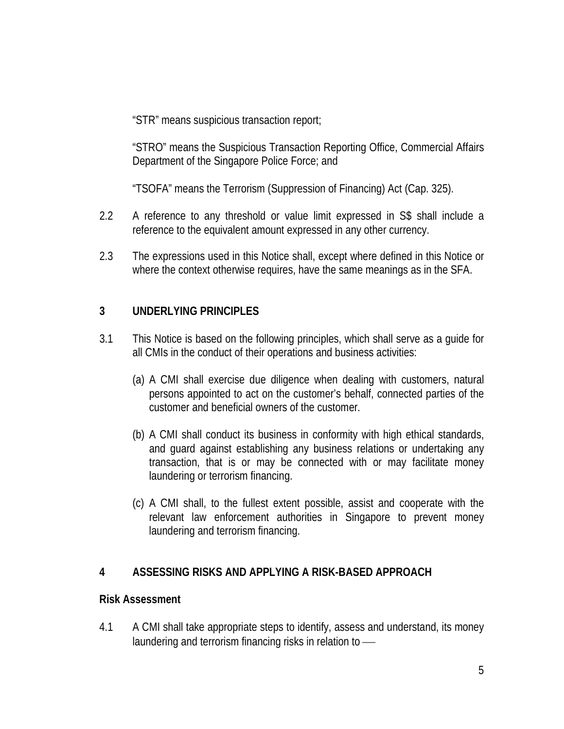"STR" means suspicious transaction report;

"STRO" means the Suspicious Transaction Reporting Office, Commercial Affairs Department of the Singapore Police Force; and

"TSOFA" means the Terrorism (Suppression of Financing) Act (Cap. 325).

2.2 A reference to any threshold or value limit expressed in S$ shall include a reference to the equivalent amount expressed in any other currency.

2.3 The expressions used in this Notice shall, except where defined in this Notice or where the context otherwise requires, have the same meanings as in the SFA.

## 3 UNDERLYING PRINCIPLES

3.1 This Notice is based on the following principles, which shall serve as a guide for all CMIs in the conduct of their operations and business activities:

(a) A CMI shall exercise due diligence when dealing with customers, natural persons appointed to act on the customer's behalf, connected parties of the customer and beneficial owners of the customer.

(b) A CMI shall conduct its business in conformity with high ethical standards, and guard against establishing any business relations or undertaking any transaction, that is or may be connected with or may facilitate money laundering or terrorism financing.

(c) A CMI shall, to the fullest extent possible, assist and cooperate with the relevant law enforcement authorities in Singapore to prevent money laundering and terrorism financing.

## 4 ASSESSING RISKS AND APPLYING A RISK-BASED APPROACH

### Risk Assessment

4.1 A CMI shall take appropriate steps to identify, assess and understand, its money laundering and terrorism financing risks in relation to —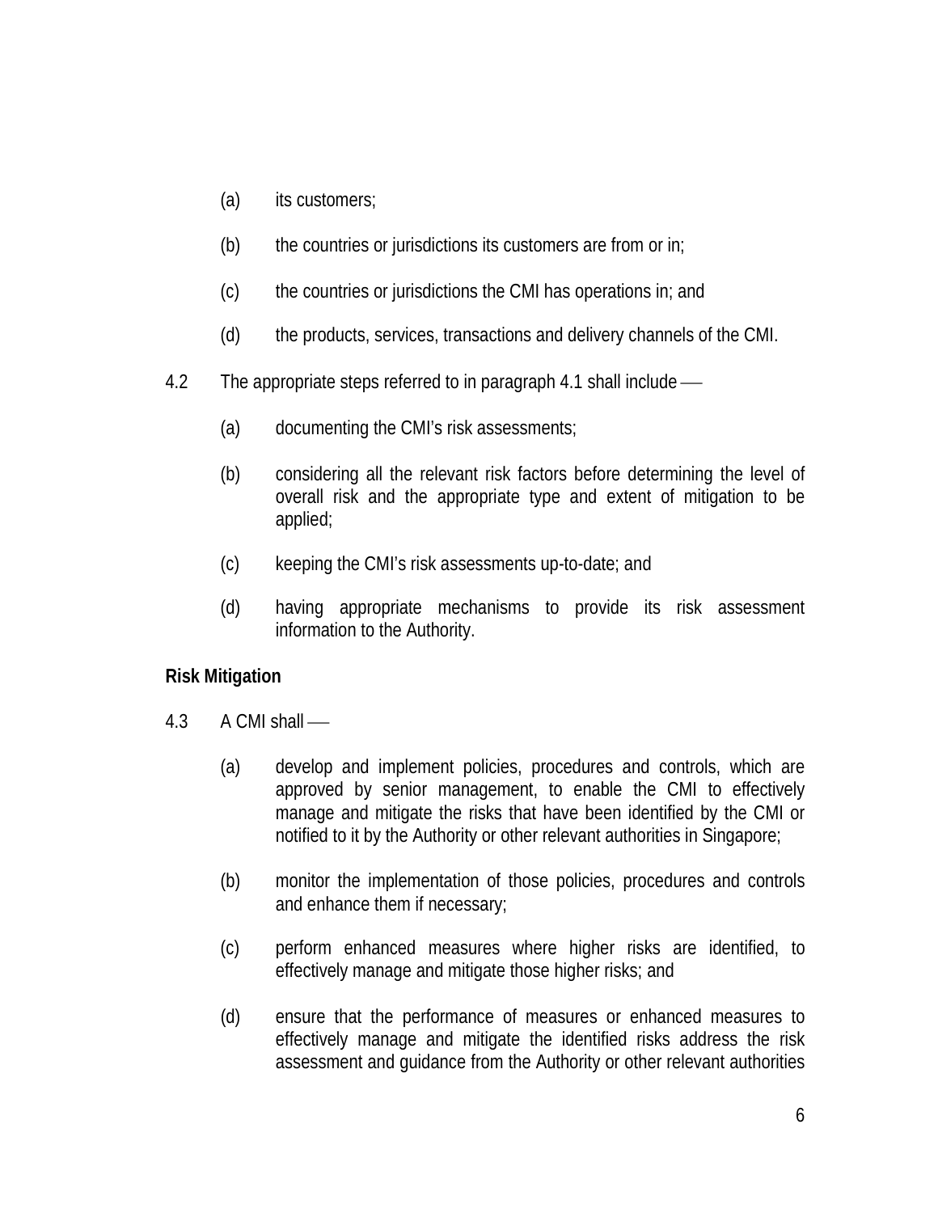(a) its customers;

(b) the countries or jurisdictions its customers are from or in;

(c) the countries or jurisdictions the CMI has operations in; and

(d) the products, services, transactions and delivery channels of the CMI.

4.2 The appropriate steps referred to in paragraph 4.1 shall include —

(a) documenting the CMI's risk assessments;

(b) considering all the relevant risk factors before determining the level of overall risk and the appropriate type and extent of mitigation to be applied;

(c) keeping the CMI's risk assessments up-to-date; and

(d) having appropriate mechanisms to provide its risk assessment information to the Authority.

**Risk Mitigation**

4.3 A CMI shall —

(a) develop and implement policies, procedures and controls, which are approved by senior management, to enable the CMI to effectively manage and mitigate the risks that have been identified by the CMI or notified to it by the Authority or other relevant authorities in Singapore;

(b) monitor the implementation of those policies, procedures and controls and enhance them if necessary;

(c) perform enhanced measures where higher risks are identified, to effectively manage and mitigate those higher risks; and

(d) ensure that the performance of measures or enhanced measures to effectively manage and mitigate the identified risks address the risk assessment and guidance from the Authority or other relevant authorities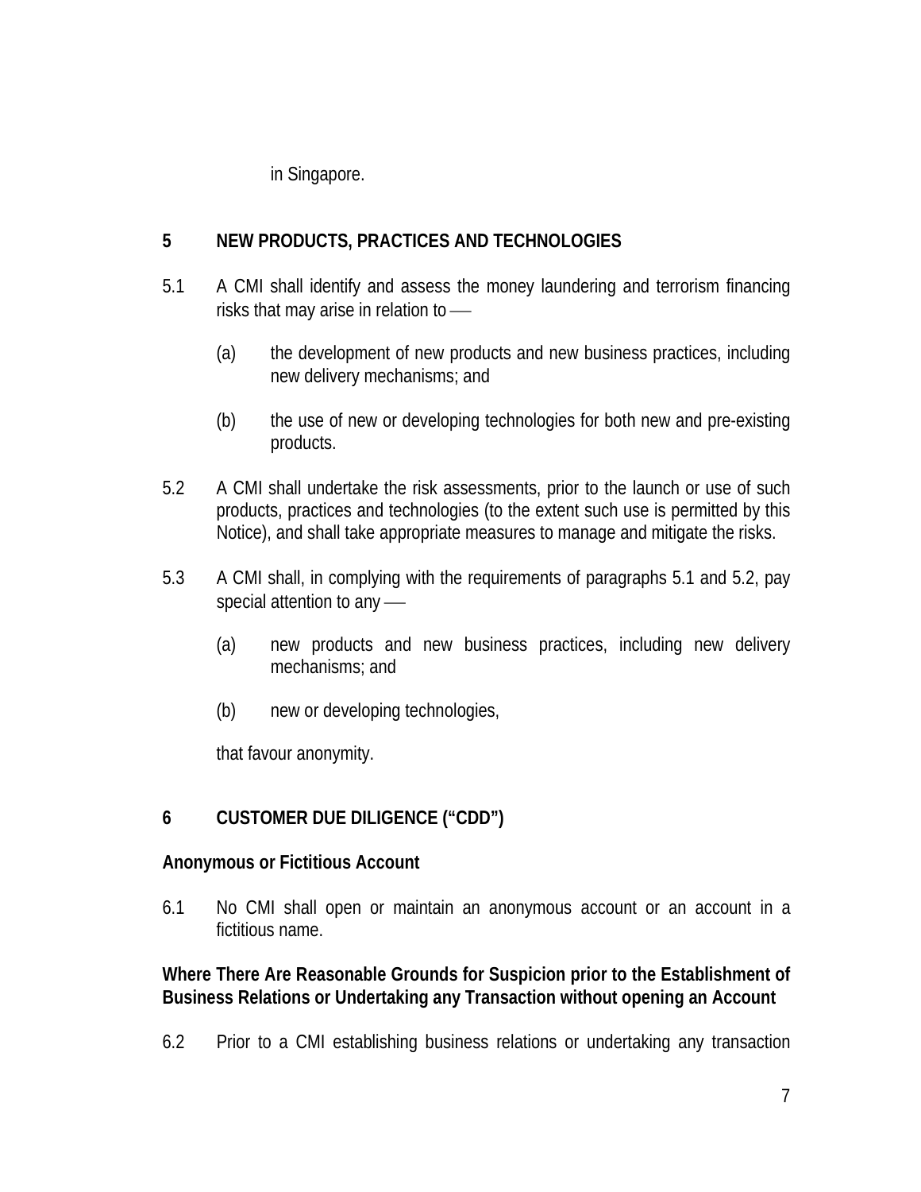in Singapore.

## 5 NEW PRODUCTS, PRACTICES AND TECHNOLOGIES

5.1 A CMI shall identify and assess the money laundering and terrorism financing risks that may arise in relation to —

(a) the development of new products and new business practices, including new delivery mechanisms; and

(b) the use of new or developing technologies for both new and pre-existing products.

5.2 A CMI shall undertake the risk assessments, prior to the launch or use of such products, practices and technologies (to the extent such use is permitted by this Notice), and shall take appropriate measures to manage and mitigate the risks.

5.3 A CMI shall, in complying with the requirements of paragraphs 5.1 and 5.2, pay special attention to any —

(a) new products and new business practices, including new delivery mechanisms; and

(b) new or developing technologies,

that favour anonymity.

## 6 CUSTOMER DUE DILIGENCE ("CDD")

### Anonymous or Fictitious Account

6.1 No CMI shall open or maintain an anonymous account or an account in a fictitious name.

### Where There Are Reasonable Grounds for Suspicion prior to the Establishment of Business Relations or Undertaking any Transaction without opening an Account

6.2 Prior to a CMI establishing business relations or undertaking any transaction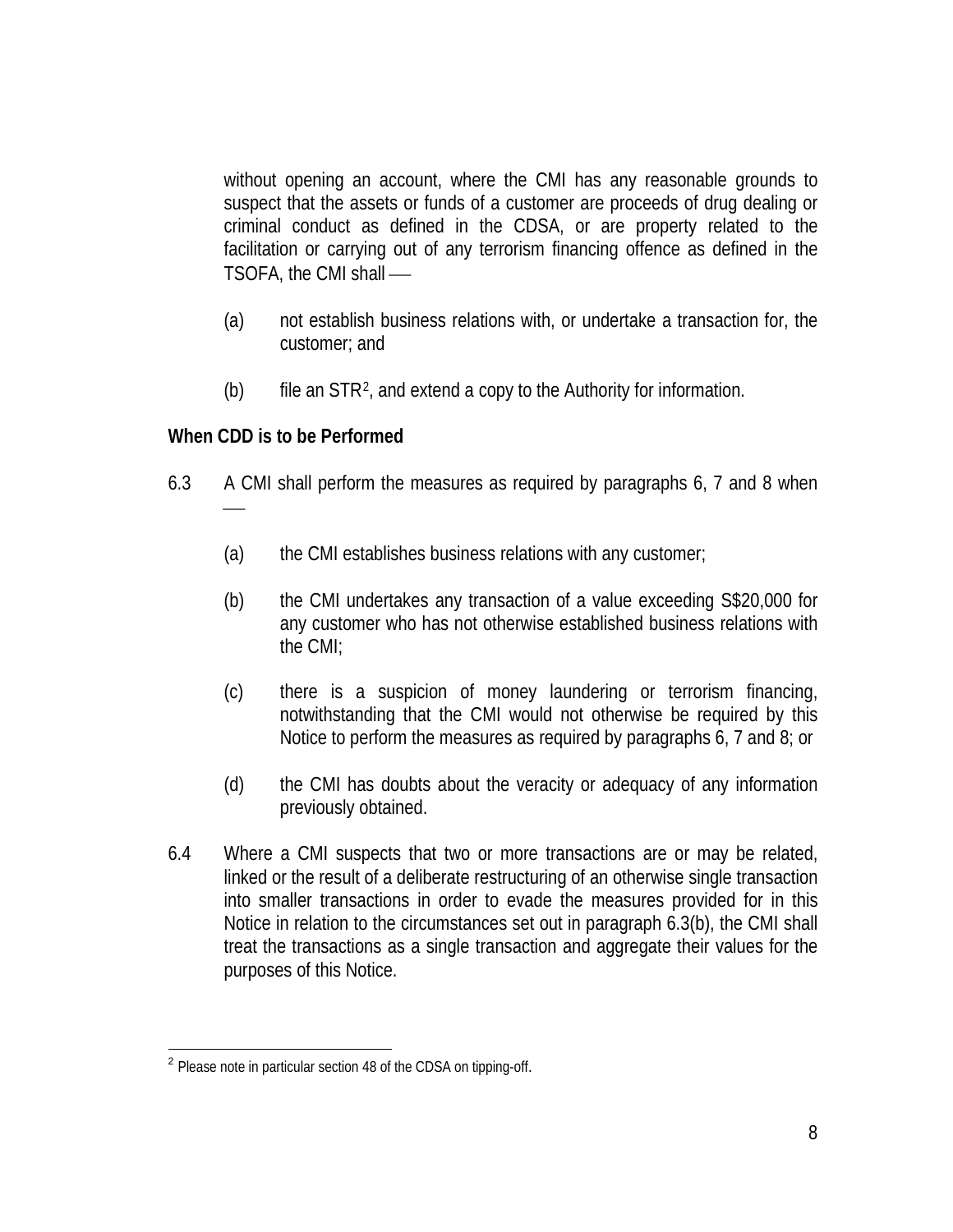without opening an account, where the CMI has any reasonable grounds to suspect that the assets or funds of a customer are proceeds of drug dealing or criminal conduct as defined in the CDSA, or are property related to the facilitation or carrying out of any terrorism financing offence as defined in the TSOFA, the CMI shall —

(a) not establish business relations with, or undertake a transaction for, the customer; and

(b) file an STR[2], and extend a copy to the Authority for information.

**When CDD is to be Performed**

6.3 A CMI shall perform the measures as required by paragraphs 6, 7 and 8 when —

(a) the CMI establishes business relations with any customer;

(b) the CMI undertakes any transaction of a value exceeding S$20,000 for any customer who has not otherwise established business relations with the CMI;

(c) there is a suspicion of money laundering or terrorism financing, notwithstanding that the CMI would not otherwise be required by this Notice to perform the measures as required by paragraphs 6, 7 and 8; or

(d) the CMI has doubts about the veracity or adequacy of any information previously obtained.

6.4 Where a CMI suspects that two or more transactions are or may be related, linked or the result of a deliberate restructuring of an otherwise single transaction into smaller transactions in order to evade the measures provided for in this Notice in relation to the circumstances set out in paragraph 6.3(b), the CMI shall treat the transactions as a single transaction and aggregate their values for the purposes of this Notice.

---

[2] Please note in particular section 48 of the CDSA on tipping-off.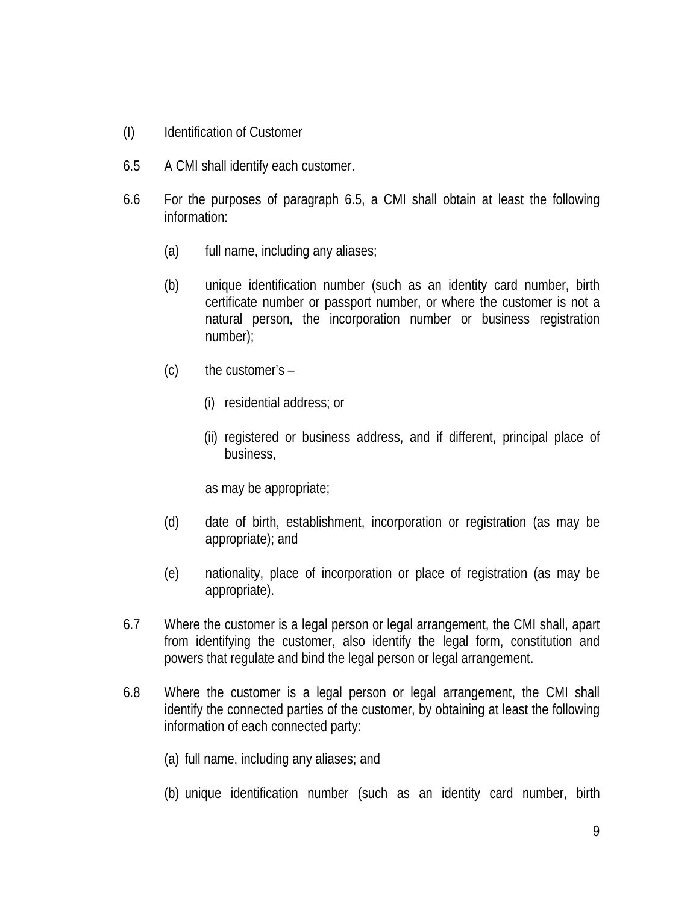(I) Identification of Customer

6.5 A CMI shall identify each customer.

6.6 For the purposes of paragraph 6.5, a CMI shall obtain at least the following information:

(a) full name, including any aliases;

(b) unique identification number (such as an identity card number, birth certificate number or passport number, or where the customer is not a natural person, the incorporation number or business registration number);

(c) the customer's –

(i) residential address; or

(ii) registered or business address, and if different, principal place of business,

as may be appropriate;

(d) date of birth, establishment, incorporation or registration (as may be appropriate); and

(e) nationality, place of incorporation or place of registration (as may be appropriate).

6.7 Where the customer is a legal person or legal arrangement, the CMI shall, apart from identifying the customer, also identify the legal form, constitution and powers that regulate and bind the legal person or legal arrangement.

6.8 Where the customer is a legal person or legal arrangement, the CMI shall identify the connected parties of the customer, by obtaining at least the following information of each connected party:

(a) full name, including any aliases; and

(b) unique identification number (such as an identity card number, birth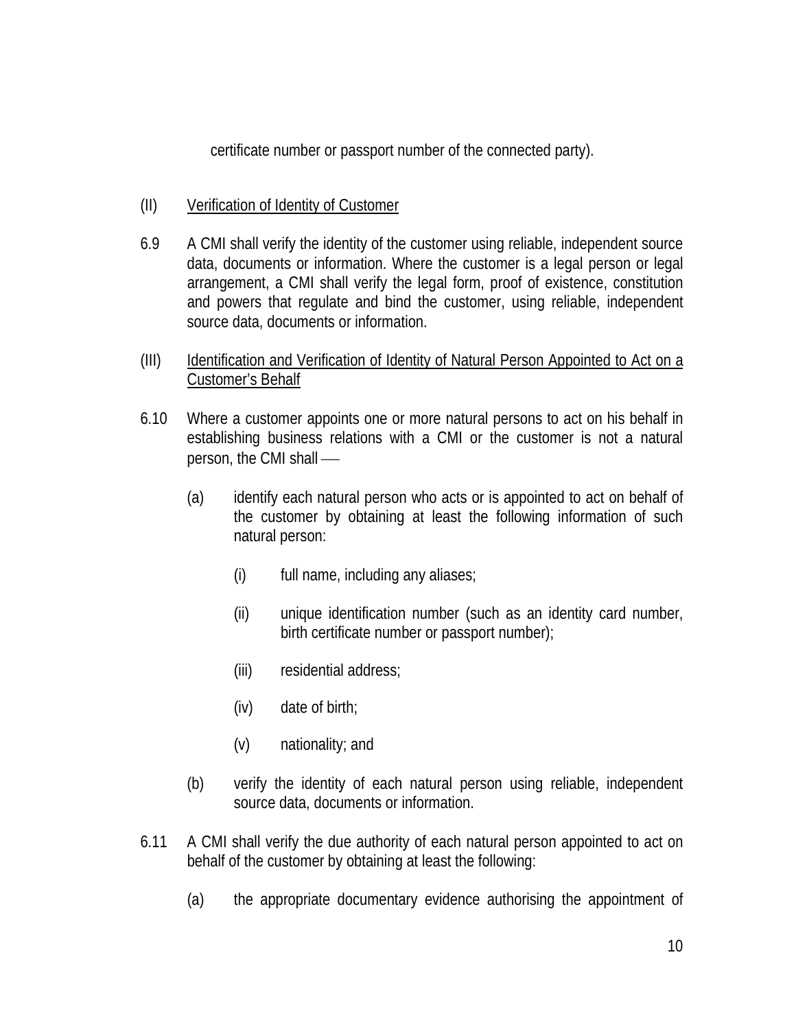certificate number or passport number of the connected party).

(II) Verification of Identity of Customer

6.9 A CMI shall verify the identity of the customer using reliable, independent source data, documents or information. Where the customer is a legal person or legal arrangement, a CMI shall verify the legal form, proof of existence, constitution and powers that regulate and bind the customer, using reliable, independent source data, documents or information.

(III) Identification and Verification of Identity of Natural Person Appointed to Act on a Customer's Behalf

6.10 Where a customer appoints one or more natural persons to act on his behalf in establishing business relations with a CMI or the customer is not a natural person, the CMI shall —

(a) identify each natural person who acts or is appointed to act on behalf of the customer by obtaining at least the following information of such natural person:

(i) full name, including any aliases;

(ii) unique identification number (such as an identity card number, birth certificate number or passport number);

(iii) residential address;

(iv) date of birth;

(v) nationality; and

(b) verify the identity of each natural person using reliable, independent source data, documents or information.

6.11 A CMI shall verify the due authority of each natural person appointed to act on behalf of the customer by obtaining at least the following:

(a) the appropriate documentary evidence authorising the appointment of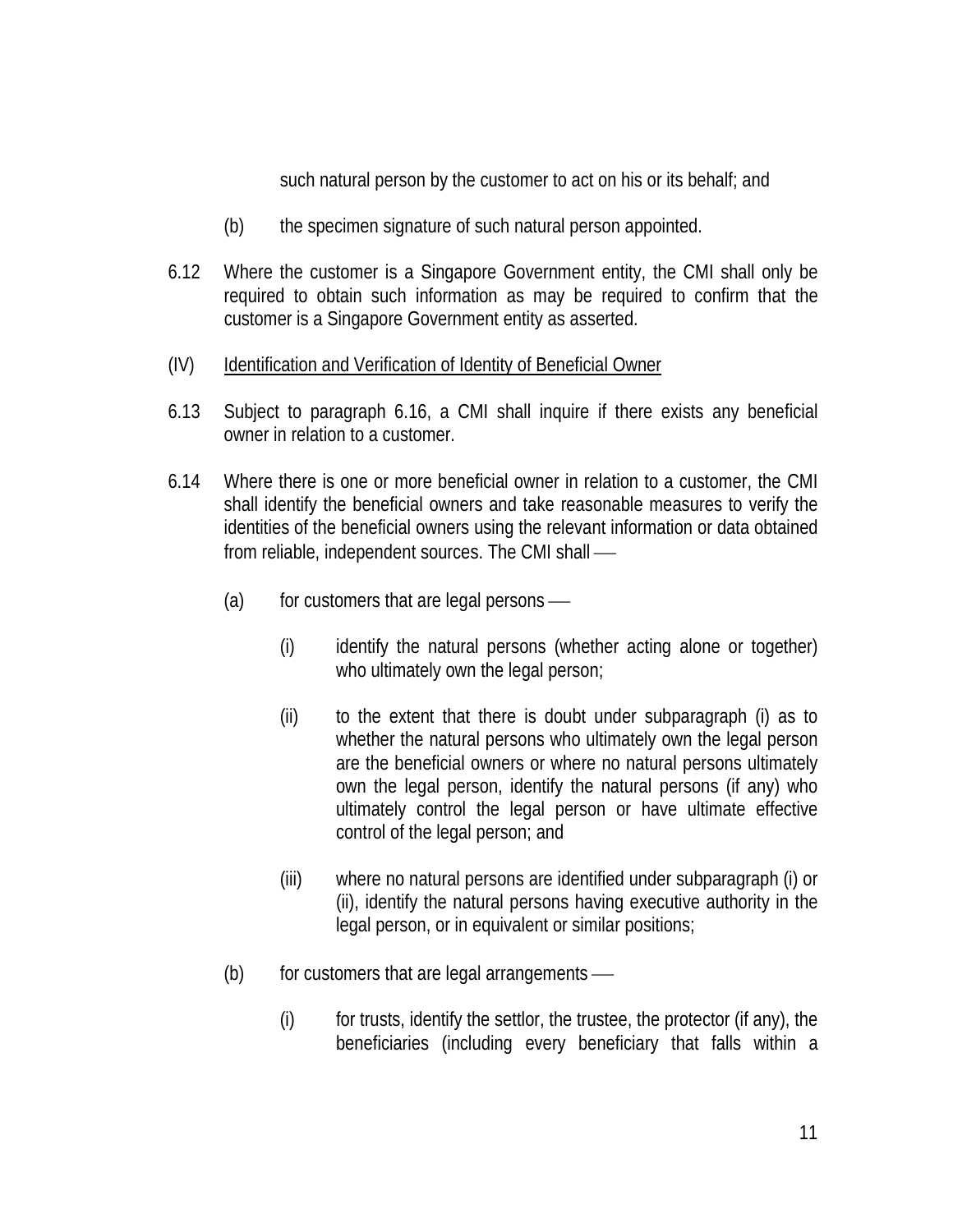such natural person by the customer to act on his or its behalf; and

(b) the specimen signature of such natural person appointed.

6.12 Where the customer is a Singapore Government entity, the CMI shall only be required to obtain such information as may be required to confirm that the customer is a Singapore Government entity as asserted.

(IV) Identification and Verification of Identity of Beneficial Owner

6.13 Subject to paragraph 6.16, a CMI shall inquire if there exists any beneficial owner in relation to a customer.

6.14 Where there is one or more beneficial owner in relation to a customer, the CMI shall identify the beneficial owners and take reasonable measures to verify the identities of the beneficial owners using the relevant information or data obtained from reliable, independent sources. The CMI shall ––

(a) for customers that are legal persons ––

(i) identify the natural persons (whether acting alone or together) who ultimately own the legal person;

(ii) to the extent that there is doubt under subparagraph (i) as to whether the natural persons who ultimately own the legal person are the beneficial owners or where no natural persons ultimately own the legal person, identify the natural persons (if any) who ultimately control the legal person or have ultimate effective control of the legal person; and

(iii) where no natural persons are identified under subparagraph (i) or (ii), identify the natural persons having executive authority in the legal person, or in equivalent or similar positions;

(b) for customers that are legal arrangements ––

(i) for trusts, identify the settlor, the trustee, the protector (if any), the beneficiaries (including every beneficiary that falls within a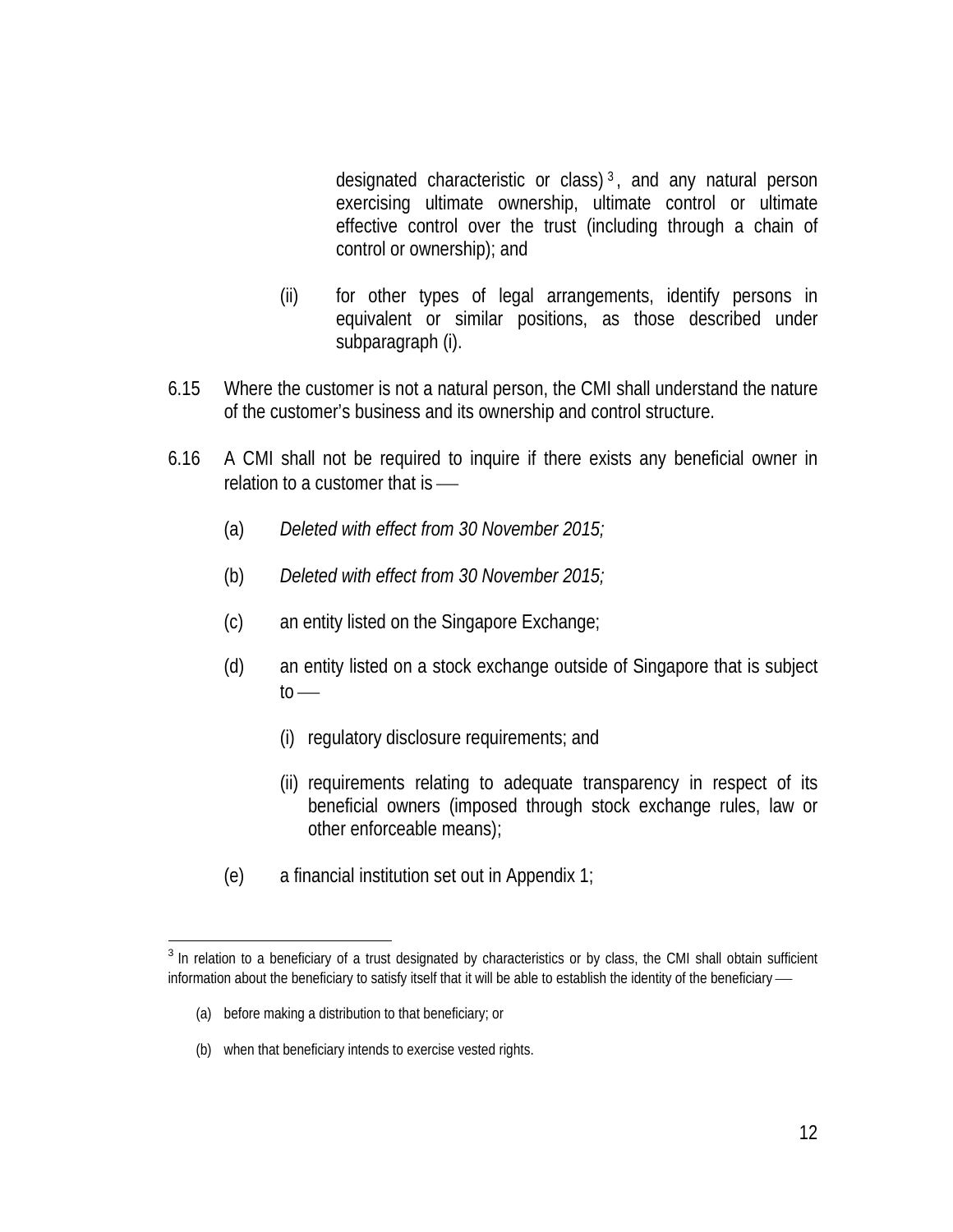designated characteristic or class)[3], and any natural person exercising ultimate ownership, ultimate control or ultimate effective control over the trust (including through a chain of control or ownership); and

(ii) for other types of legal arrangements, identify persons in equivalent or similar positions, as those described under subparagraph (i).

6.15 Where the customer is not a natural person, the CMI shall understand the nature of the customer's business and its ownership and control structure.

6.16 A CMI shall not be required to inquire if there exists any beneficial owner in relation to a customer that is ––

(a) *Deleted with effect from 30 November 2015;*

(b) *Deleted with effect from 30 November 2015;*

(c) an entity listed on the Singapore Exchange;

(d) an entity listed on a stock exchange outside of Singapore that is subject to ––

(i) regulatory disclosure requirements; and

(ii) requirements relating to adequate transparency in respect of its beneficial owners (imposed through stock exchange rules, law or other enforceable means);

(e) a financial institution set out in Appendix 1;

---

[3] In relation to a beneficiary of a trust designated by characteristics or by class, the CMI shall obtain sufficient information about the beneficiary to satisfy itself that it will be able to establish the identity of the beneficiary ––

(a) before making a distribution to that beneficiary; or

(b) when that beneficiary intends to exercise vested rights.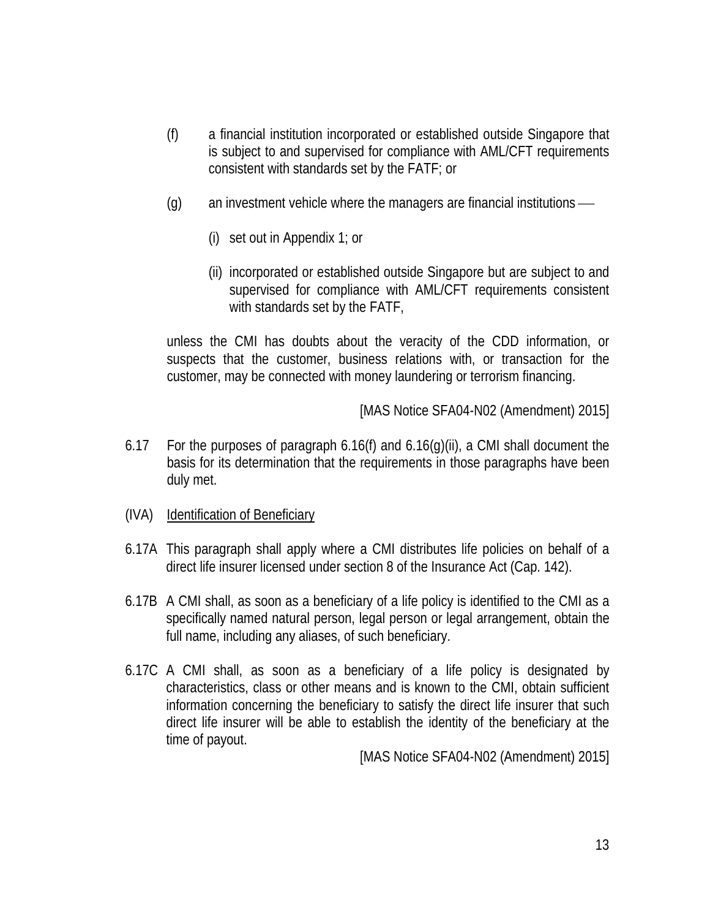(f) a financial institution incorporated or established outside Singapore that is subject to and supervised for compliance with AML/CFT requirements consistent with standards set by the FATF; or

(g) an investment vehicle where the managers are financial institutions —

(i) set out in Appendix 1; or

(ii) incorporated or established outside Singapore but are subject to and supervised for compliance with AML/CFT requirements consistent with standards set by the FATF,

unless the CMI has doubts about the veracity of the CDD information, or suspects that the customer, business relations with, or transaction for the customer, may be connected with money laundering or terrorism financing.

[MAS Notice SFA04-N02 (Amendment) 2015]

6.17 For the purposes of paragraph 6.16(f) and 6.16(g)(ii), a CMI shall document the basis for its determination that the requirements in those paragraphs have been duly met.

(IVA) Identification of Beneficiary

6.17A This paragraph shall apply where a CMI distributes life policies on behalf of a direct life insurer licensed under section 8 of the Insurance Act (Cap. 142).

6.17B A CMI shall, as soon as a beneficiary of a life policy is identified to the CMI as a specifically named natural person, legal person or legal arrangement, obtain the full name, including any aliases, of such beneficiary.

6.17C A CMI shall, as soon as a beneficiary of a life policy is designated by characteristics, class or other means and is known to the CMI, obtain sufficient information concerning the beneficiary to satisfy the direct life insurer that such direct life insurer will be able to establish the identity of the beneficiary at the time of payout.

[MAS Notice SFA04-N02 (Amendment) 2015]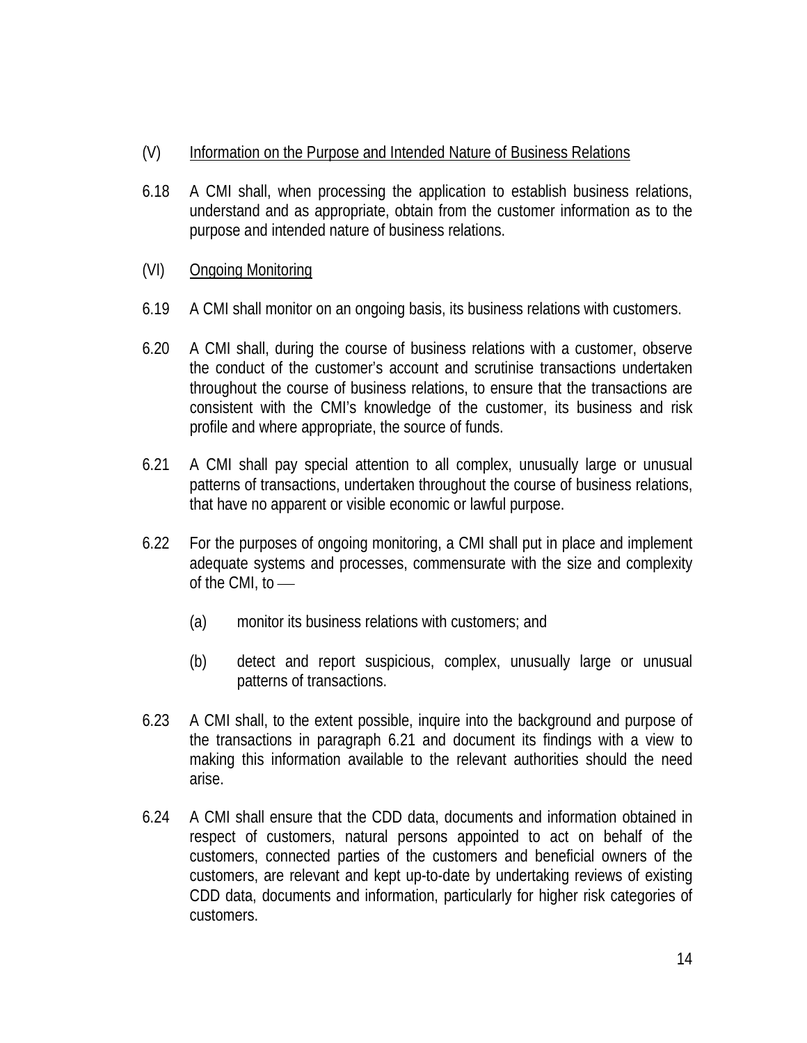## (V) <u>Information on the Purpose and Intended Nature of Business Relations</u>

6.18 A CMI shall, when processing the application to establish business relations, understand and as appropriate, obtain from the customer information as to the purpose and intended nature of business relations.

## (VI) <u>Ongoing Monitoring</u>

6.19 A CMI shall monitor on an ongoing basis, its business relations with customers.

6.20 A CMI shall, during the course of business relations with a customer, observe the conduct of the customer's account and scrutinise transactions undertaken throughout the course of business relations, to ensure that the transactions are consistent with the CMI's knowledge of the customer, its business and risk profile and where appropriate, the source of funds.

6.21 A CMI shall pay special attention to all complex, unusually large or unusual patterns of transactions, undertaken throughout the course of business relations, that have no apparent or visible economic or lawful purpose.

6.22 For the purposes of ongoing monitoring, a CMI shall put in place and implement adequate systems and processes, commensurate with the size and complexity of the CMI, to —

(a) monitor its business relations with customers; and

(b) detect and report suspicious, complex, unusually large or unusual patterns of transactions.

6.23 A CMI shall, to the extent possible, inquire into the background and purpose of the transactions in paragraph 6.21 and document its findings with a view to making this information available to the relevant authorities should the need arise.

6.24 A CMI shall ensure that the CDD data, documents and information obtained in respect of customers, natural persons appointed to act on behalf of the customers, connected parties of the customers and beneficial owners of the customers, are relevant and kept up-to-date by undertaking reviews of existing CDD data, documents and information, particularly for higher risk categories of customers.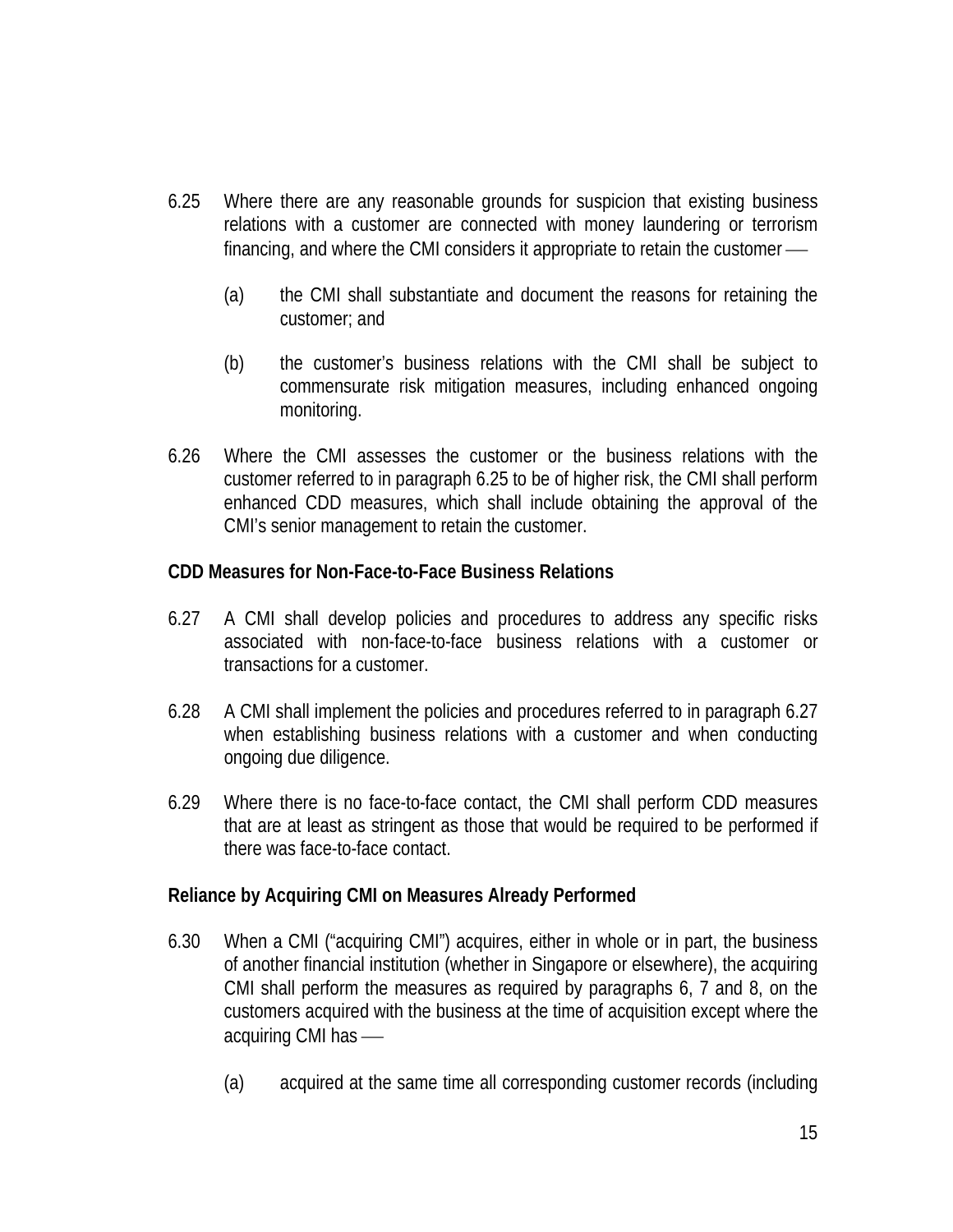6.25 Where there are any reasonable grounds for suspicion that existing business relations with a customer are connected with money laundering or terrorism financing, and where the CMI considers it appropriate to retain the customer —

(a) the CMI shall substantiate and document the reasons for retaining the customer; and

(b) the customer's business relations with the CMI shall be subject to commensurate risk mitigation measures, including enhanced ongoing monitoring.

6.26 Where the CMI assesses the customer or the business relations with the customer referred to in paragraph 6.25 to be of higher risk, the CMI shall perform enhanced CDD measures, which shall include obtaining the approval of the CMI's senior management to retain the customer.

**CDD Measures for Non-Face-to-Face Business Relations**

6.27 A CMI shall develop policies and procedures to address any specific risks associated with non-face-to-face business relations with a customer or transactions for a customer.

6.28 A CMI shall implement the policies and procedures referred to in paragraph 6.27 when establishing business relations with a customer and when conducting ongoing due diligence.

6.29 Where there is no face-to-face contact, the CMI shall perform CDD measures that are at least as stringent as those that would be required to be performed if there was face-to-face contact.

**Reliance by Acquiring CMI on Measures Already Performed**

6.30 When a CMI ("acquiring CMI") acquires, either in whole or in part, the business of another financial institution (whether in Singapore or elsewhere), the acquiring CMI shall perform the measures as required by paragraphs 6, 7 and 8, on the customers acquired with the business at the time of acquisition except where the acquiring CMI has —

(a) acquired at the same time all corresponding customer records (including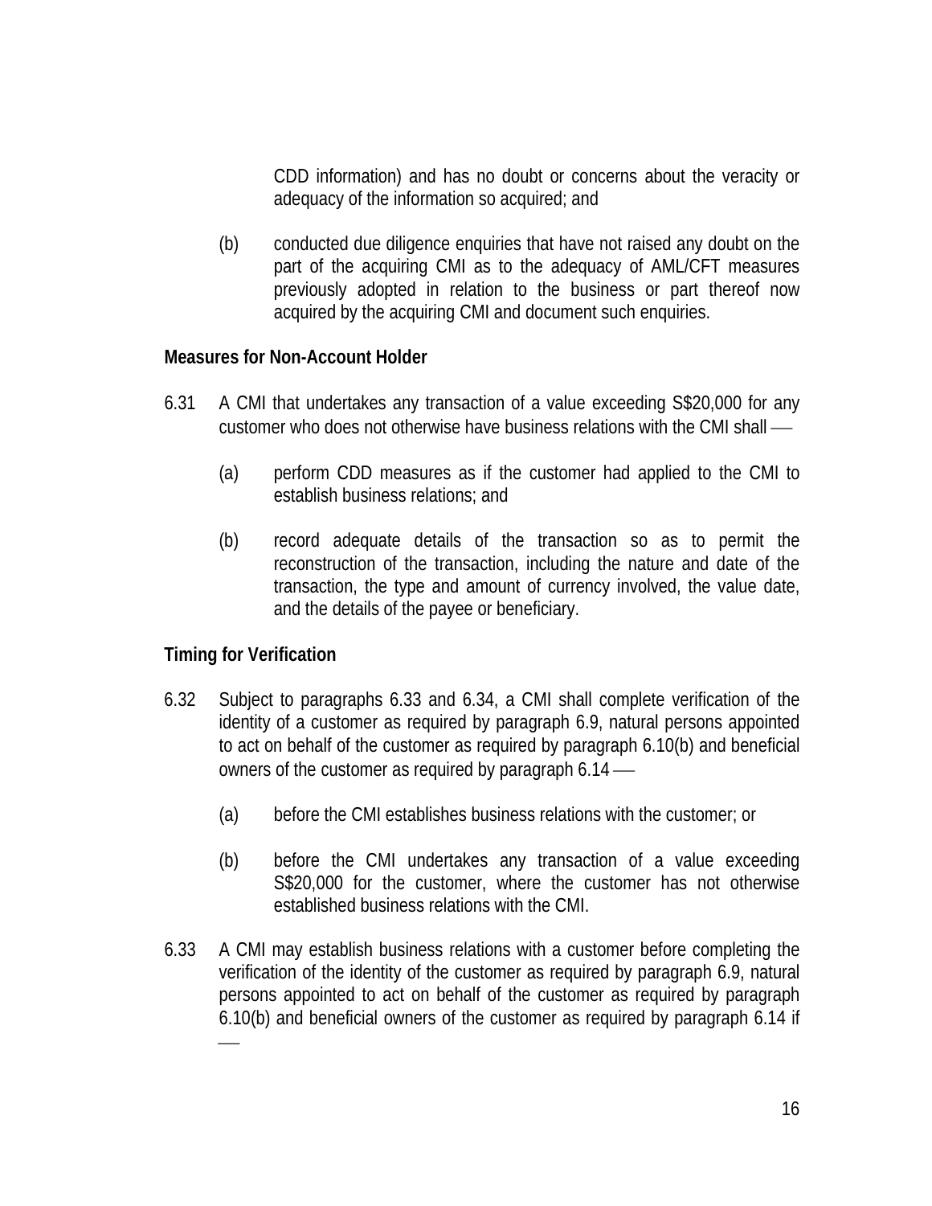CDD information) and has no doubt or concerns about the veracity or adequacy of the information so acquired; and

(b) conducted due diligence enquiries that have not raised any doubt on the part of the acquiring CMI as to the adequacy of AML/CFT measures previously adopted in relation to the business or part thereof now acquired by the acquiring CMI and document such enquiries.

**Measures for Non-Account Holder**

6.31 A CMI that undertakes any transaction of a value exceeding S$20,000 for any customer who does not otherwise have business relations with the CMI shall —

(a) perform CDD measures as if the customer had applied to the CMI to establish business relations; and

(b) record adequate details of the transaction so as to permit the reconstruction of the transaction, including the nature and date of the transaction, the type and amount of currency involved, the value date, and the details of the payee or beneficiary.

**Timing for Verification**

6.32 Subject to paragraphs 6.33 and 6.34, a CMI shall complete verification of the identity of a customer as required by paragraph 6.9, natural persons appointed to act on behalf of the customer as required by paragraph 6.10(b) and beneficial owners of the customer as required by paragraph 6.14 —

(a) before the CMI establishes business relations with the customer; or

(b) before the CMI undertakes any transaction of a value exceeding S$20,000 for the customer, where the customer has not otherwise established business relations with the CMI.

6.33 A CMI may establish business relations with a customer before completing the verification of the identity of the customer as required by paragraph 6.9, natural persons appointed to act on behalf of the customer as required by paragraph 6.10(b) and beneficial owners of the customer as required by paragraph 6.14 if —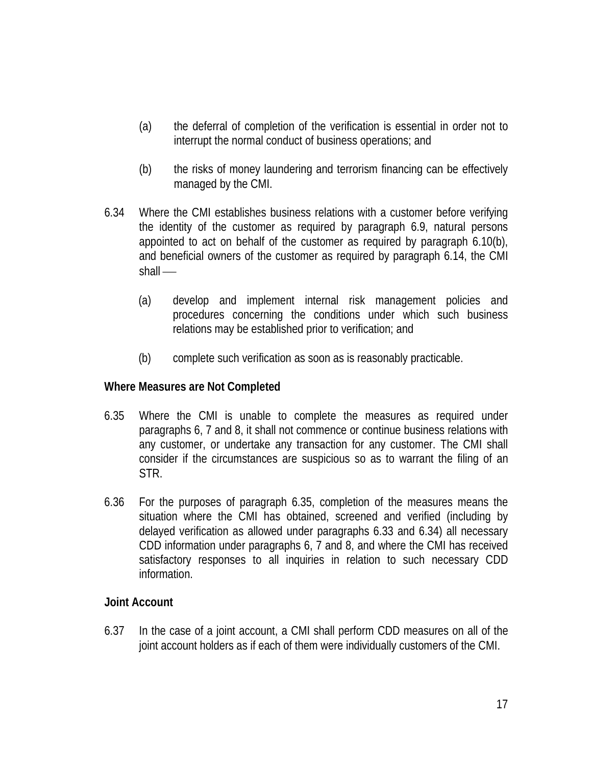(a) the deferral of completion of the verification is essential in order not to interrupt the normal conduct of business operations; and

(b) the risks of money laundering and terrorism financing can be effectively managed by the CMI.

6.34 Where the CMI establishes business relations with a customer before verifying the identity of the customer as required by paragraph 6.9, natural persons appointed to act on behalf of the customer as required by paragraph 6.10(b), and beneficial owners of the customer as required by paragraph 6.14, the CMI shall —

(a) develop and implement internal risk management policies and procedures concerning the conditions under which such business relations may be established prior to verification; and

(b) complete such verification as soon as is reasonably practicable.

**Where Measures are Not Completed**

6.35 Where the CMI is unable to complete the measures as required under paragraphs 6, 7 and 8, it shall not commence or continue business relations with any customer, or undertake any transaction for any customer. The CMI shall consider if the circumstances are suspicious so as to warrant the filing of an STR.

6.36 For the purposes of paragraph 6.35, completion of the measures means the situation where the CMI has obtained, screened and verified (including by delayed verification as allowed under paragraphs 6.33 and 6.34) all necessary CDD information under paragraphs 6, 7 and 8, and where the CMI has received satisfactory responses to all inquiries in relation to such necessary CDD information.

**Joint Account**

6.37 In the case of a joint account, a CMI shall perform CDD measures on all of the joint account holders as if each of them were individually customers of the CMI.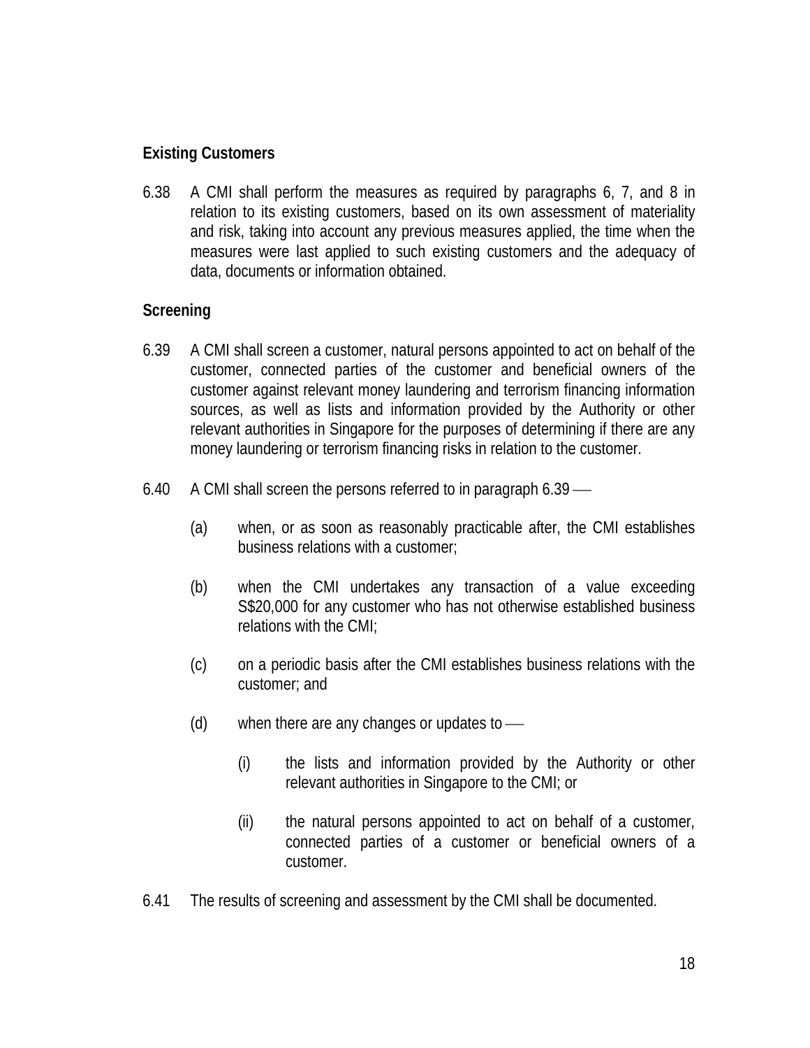**Existing Customers**

6.38 A CMI shall perform the measures as required by paragraphs 6, 7, and 8 in relation to its existing customers, based on its own assessment of materiality and risk, taking into account any previous measures applied, the time when the measures were last applied to such existing customers and the adequacy of data, documents or information obtained.

**Screening**

6.39 A CMI shall screen a customer, natural persons appointed to act on behalf of the customer, connected parties of the customer and beneficial owners of the customer against relevant money laundering and terrorism financing information sources, as well as lists and information provided by the Authority or other relevant authorities in Singapore for the purposes of determining if there are any money laundering or terrorism financing risks in relation to the customer.

6.40 A CMI shall screen the persons referred to in paragraph 6.39 —

(a) when, or as soon as reasonably practicable after, the CMI establishes business relations with a customer;

(b) when the CMI undertakes any transaction of a value exceeding S$20,000 for any customer who has not otherwise established business relations with the CMI;

(c) on a periodic basis after the CMI establishes business relations with the customer; and

(d) when there are any changes or updates to —

(i) the lists and information provided by the Authority or other relevant authorities in Singapore to the CMI; or

(ii) the natural persons appointed to act on behalf of a customer, connected parties of a customer or beneficial owners of a customer.

6.41 The results of screening and assessment by the CMI shall be documented.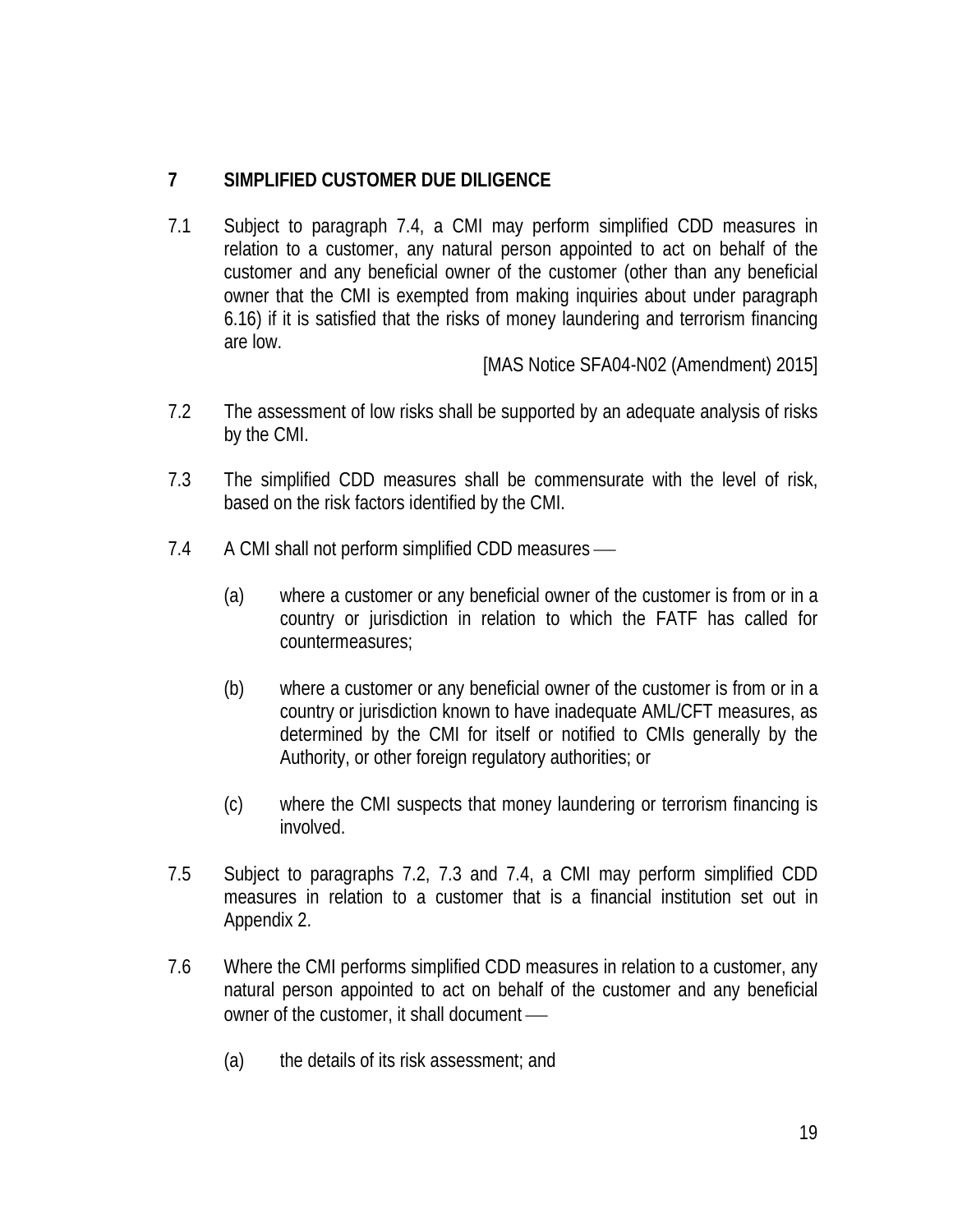## 7 SIMPLIFIED CUSTOMER DUE DILIGENCE

7.1 Subject to paragraph 7.4, a CMI may perform simplified CDD measures in relation to a customer, any natural person appointed to act on behalf of the customer and any beneficial owner of the customer (other than any beneficial owner that the CMI is exempted from making inquiries about under paragraph 6.16) if it is satisfied that the risks of money laundering and terrorism financing are low.

[MAS Notice SFA04-N02 (Amendment) 2015]

7.2 The assessment of low risks shall be supported by an adequate analysis of risks by the CMI.

7.3 The simplified CDD measures shall be commensurate with the level of risk, based on the risk factors identified by the CMI.

7.4 A CMI shall not perform simplified CDD measures —

(a) where a customer or any beneficial owner of the customer is from or in a country or jurisdiction in relation to which the FATF has called for countermeasures;

(b) where a customer or any beneficial owner of the customer is from or in a country or jurisdiction known to have inadequate AML/CFT measures, as determined by the CMI for itself or notified to CMIs generally by the Authority, or other foreign regulatory authorities; or

(c) where the CMI suspects that money laundering or terrorism financing is involved.

7.5 Subject to paragraphs 7.2, 7.3 and 7.4, a CMI may perform simplified CDD measures in relation to a customer that is a financial institution set out in Appendix 2.

7.6 Where the CMI performs simplified CDD measures in relation to a customer, any natural person appointed to act on behalf of the customer and any beneficial owner of the customer, it shall document —

(a) the details of its risk assessment; and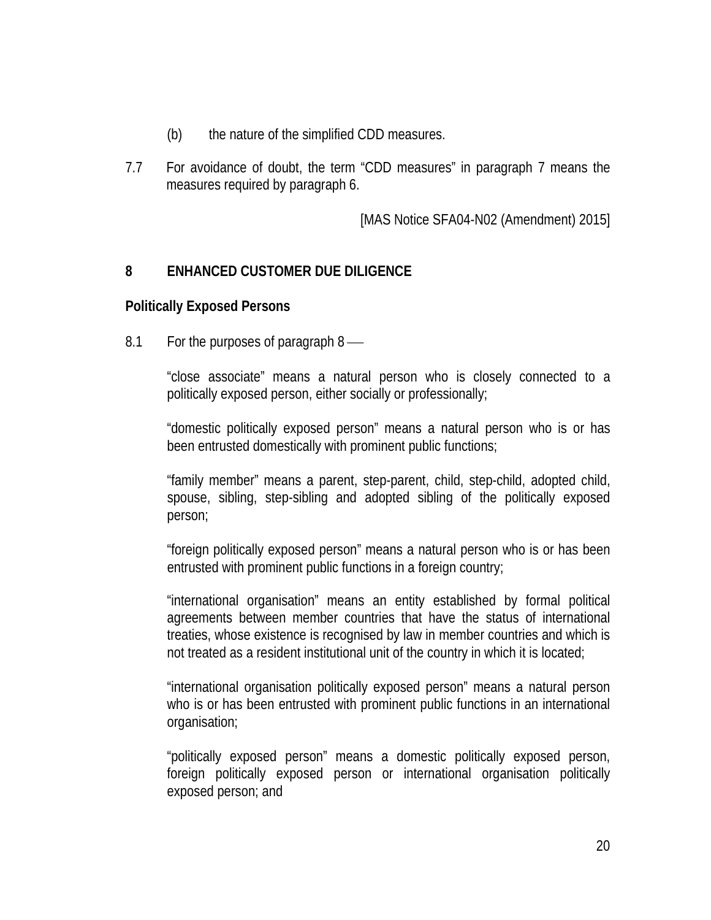(b) the nature of the simplified CDD measures.

7.7 For avoidance of doubt, the term “CDD measures” in paragraph 7 means the measures required by paragraph 6.

[MAS Notice SFA04-N02 (Amendment) 2015]

## 8 ENHANCED CUSTOMER DUE DILIGENCE

**Politically Exposed Persons**

8.1 For the purposes of paragraph 8 ⎯

“close associate” means a natural person who is closely connected to a politically exposed person, either socially or professionally;

“domestic politically exposed person” means a natural person who is or has been entrusted domestically with prominent public functions;

“family member” means a parent, step-parent, child, step-child, adopted child, spouse, sibling, step-sibling and adopted sibling of the politically exposed person;

“foreign politically exposed person” means a natural person who is or has been entrusted with prominent public functions in a foreign country;

“international organisation” means an entity established by formal political agreements between member countries that have the status of international treaties, whose existence is recognised by law in member countries and which is not treated as a resident institutional unit of the country in which it is located;

“international organisation politically exposed person” means a natural person who is or has been entrusted with prominent public functions in an international organisation;

“politically exposed person” means a domestic politically exposed person, foreign politically exposed person or international organisation politically exposed person; and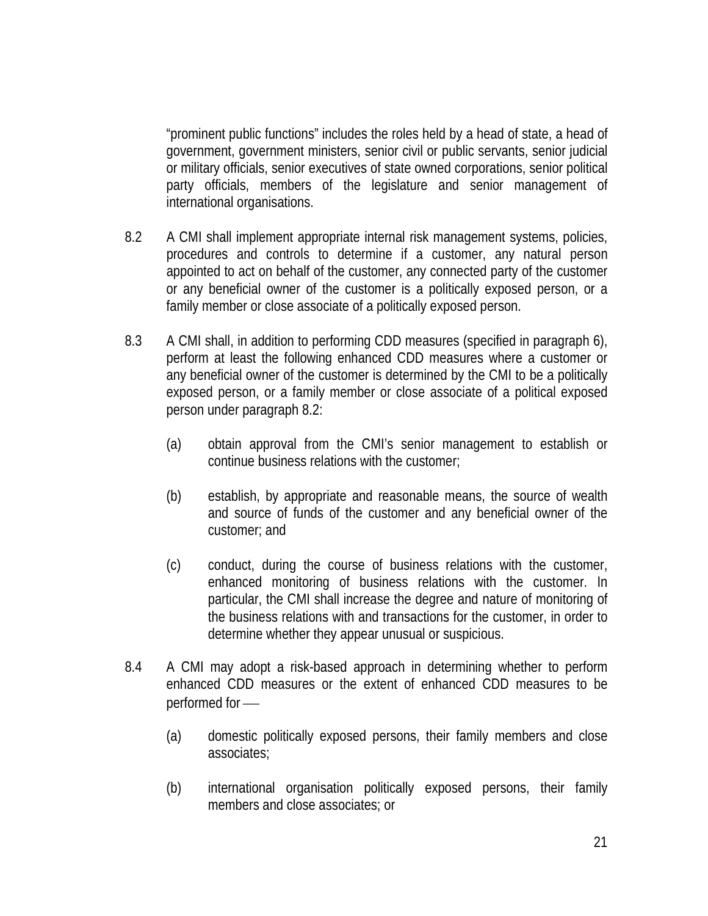“prominent public functions” includes the roles held by a head of state, a head of government, government ministers, senior civil or public servants, senior judicial or military officials, senior executives of state owned corporations, senior political party officials, members of the legislature and senior management of international organisations.

8.2 A CMI shall implement appropriate internal risk management systems, policies, procedures and controls to determine if a customer, any natural person appointed to act on behalf of the customer, any connected party of the customer or any beneficial owner of the customer is a politically exposed person, or a family member or close associate of a politically exposed person.

8.3 A CMI shall, in addition to performing CDD measures (specified in paragraph 6), perform at least the following enhanced CDD measures where a customer or any beneficial owner of the customer is determined by the CMI to be a politically exposed person, or a family member or close associate of a political exposed person under paragraph 8.2:

(a) obtain approval from the CMI’s senior management to establish or continue business relations with the customer;

(b) establish, by appropriate and reasonable means, the source of wealth and source of funds of the customer and any beneficial owner of the customer; and

(c) conduct, during the course of business relations with the customer, enhanced monitoring of business relations with the customer. In particular, the CMI shall increase the degree and nature of monitoring of the business relations with and transactions for the customer, in order to determine whether they appear unusual or suspicious.

8.4 A CMI may adopt a risk-based approach in determining whether to perform enhanced CDD measures or the extent of enhanced CDD measures to be performed for ——

(a) domestic politically exposed persons, their family members and close associates;

(b) international organisation politically exposed persons, their family members and close associates; or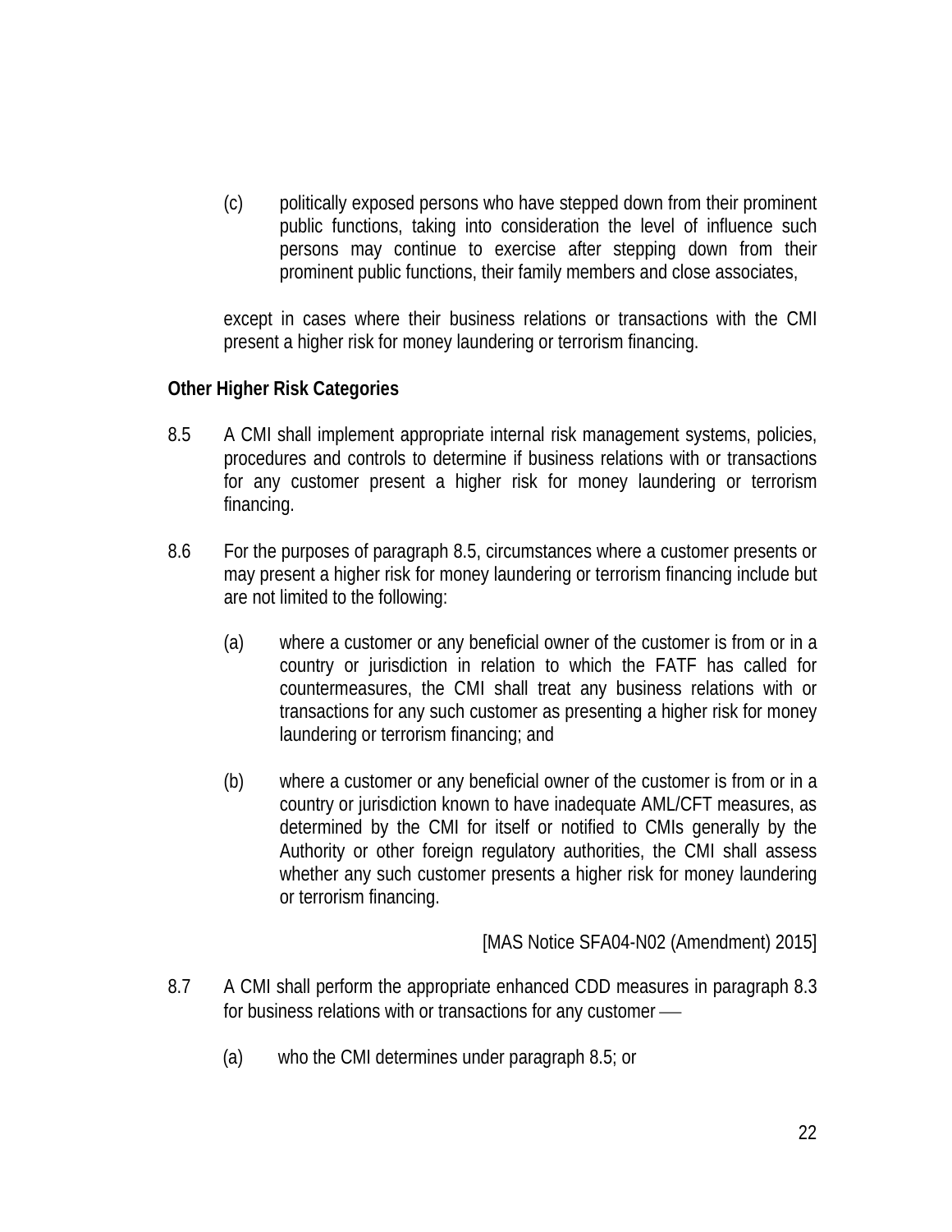(c) politically exposed persons who have stepped down from their prominent public functions, taking into consideration the level of influence such persons may continue to exercise after stepping down from their prominent public functions, their family members and close associates,

except in cases where their business relations or transactions with the CMI present a higher risk for money laundering or terrorism financing.

**Other Higher Risk Categories**

8.5 A CMI shall implement appropriate internal risk management systems, policies, procedures and controls to determine if business relations with or transactions for any customer present a higher risk for money laundering or terrorism financing.

8.6 For the purposes of paragraph 8.5, circumstances where a customer presents or may present a higher risk for money laundering or terrorism financing include but are not limited to the following:

(a) where a customer or any beneficial owner of the customer is from or in a country or jurisdiction in relation to which the FATF has called for countermeasures, the CMI shall treat any business relations with or transactions for any such customer as presenting a higher risk for money laundering or terrorism financing; and

(b) where a customer or any beneficial owner of the customer is from or in a country or jurisdiction known to have inadequate AML/CFT measures, as determined by the CMI for itself or notified to CMIs generally by the Authority or other foreign regulatory authorities, the CMI shall assess whether any such customer presents a higher risk for money laundering or terrorism financing.

[MAS Notice SFA04-N02 (Amendment) 2015]

8.7 A CMI shall perform the appropriate enhanced CDD measures in paragraph 8.3 for business relations with or transactions for any customer —

(a) who the CMI determines under paragraph 8.5; or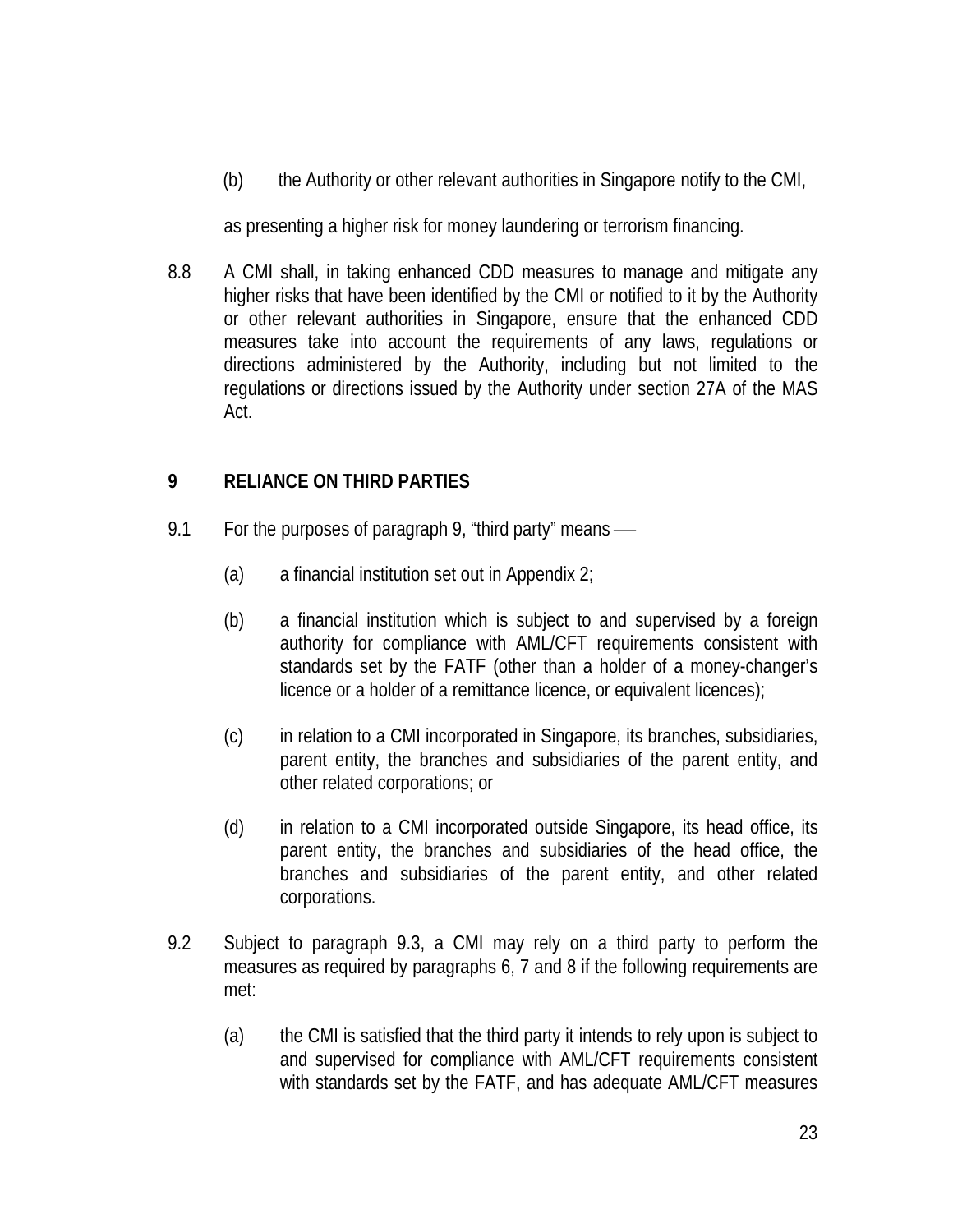(b) the Authority or other relevant authorities in Singapore notify to the CMI,

as presenting a higher risk for money laundering or terrorism financing.

8.8 A CMI shall, in taking enhanced CDD measures to manage and mitigate any higher risks that have been identified by the CMI or notified to it by the Authority or other relevant authorities in Singapore, ensure that the enhanced CDD measures take into account the requirements of any laws, regulations or directions administered by the Authority, including but not limited to the regulations or directions issued by the Authority under section 27A of the MAS Act.

## 9 RELIANCE ON THIRD PARTIES

9.1 For the purposes of paragraph 9, "third party" means —

(a) a financial institution set out in Appendix 2;

(b) a financial institution which is subject to and supervised by a foreign authority for compliance with AML/CFT requirements consistent with standards set by the FATF (other than a holder of a money-changer's licence or a holder of a remittance licence, or equivalent licences);

(c) in relation to a CMI incorporated in Singapore, its branches, subsidiaries, parent entity, the branches and subsidiaries of the parent entity, and other related corporations; or

(d) in relation to a CMI incorporated outside Singapore, its head office, its parent entity, the branches and subsidiaries of the head office, the branches and subsidiaries of the parent entity, and other related corporations.

9.2 Subject to paragraph 9.3, a CMI may rely on a third party to perform the measures as required by paragraphs 6, 7 and 8 if the following requirements are met:

(a) the CMI is satisfied that the third party it intends to rely upon is subject to and supervised for compliance with AML/CFT requirements consistent with standards set by the FATF, and has adequate AML/CFT measures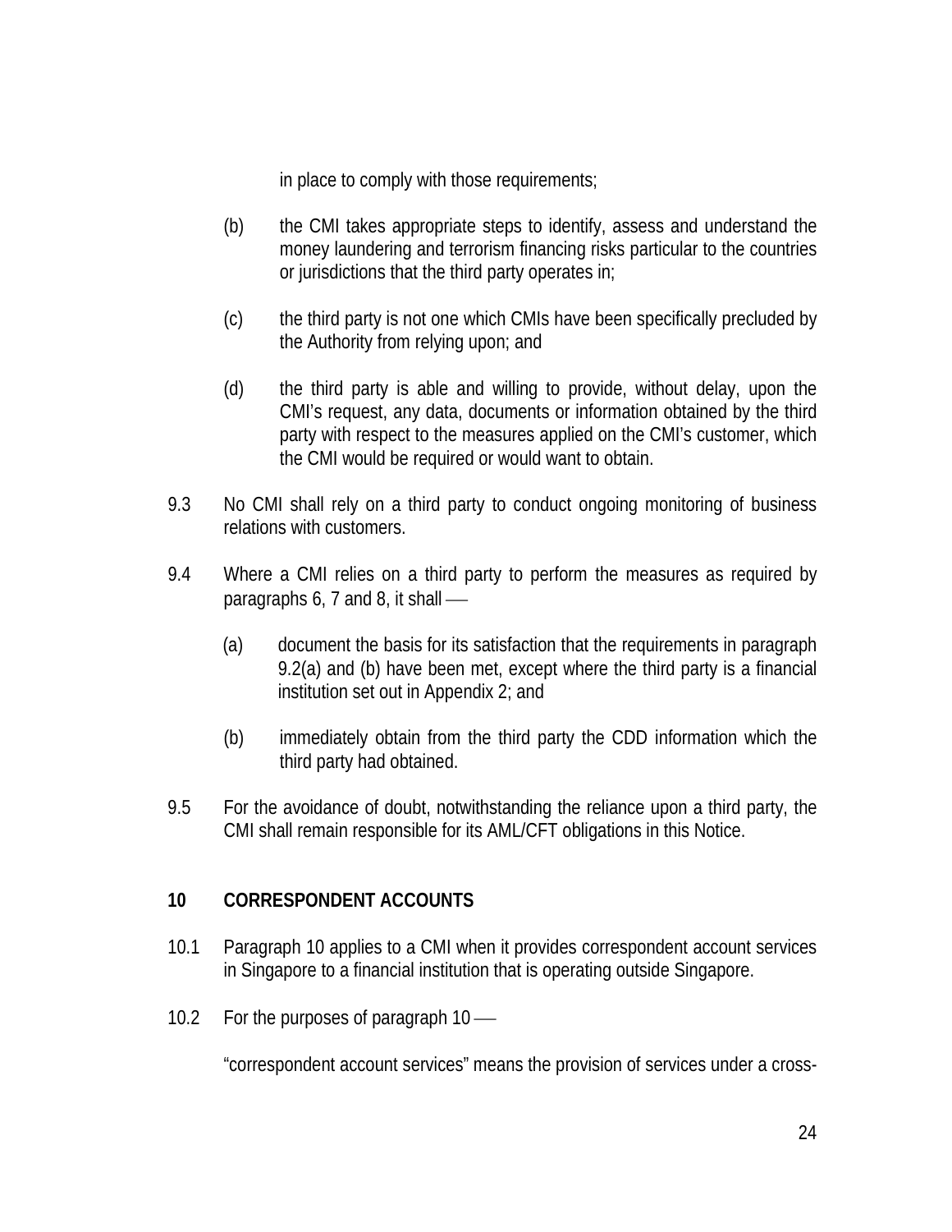in place to comply with those requirements;

(b) the CMI takes appropriate steps to identify, assess and understand the money laundering and terrorism financing risks particular to the countries or jurisdictions that the third party operates in;

(c) the third party is not one which CMIs have been specifically precluded by the Authority from relying upon; and

(d) the third party is able and willing to provide, without delay, upon the CMI's request, any data, documents or information obtained by the third party with respect to the measures applied on the CMI's customer, which the CMI would be required or would want to obtain.

9.3 No CMI shall rely on a third party to conduct ongoing monitoring of business relations with customers.

9.4 Where a CMI relies on a third party to perform the measures as required by paragraphs 6, 7 and 8, it shall —

(a) document the basis for its satisfaction that the requirements in paragraph 9.2(a) and (b) have been met, except where the third party is a financial institution set out in Appendix 2; and

(b) immediately obtain from the third party the CDD information which the third party had obtained.

9.5 For the avoidance of doubt, notwithstanding the reliance upon a third party, the CMI shall remain responsible for its AML/CFT obligations in this Notice.

## 10 CORRESPONDENT ACCOUNTS

10.1 Paragraph 10 applies to a CMI when it provides correspondent account services in Singapore to a financial institution that is operating outside Singapore.

10.2 For the purposes of paragraph 10 —

"correspondent account services" means the provision of services under a cross-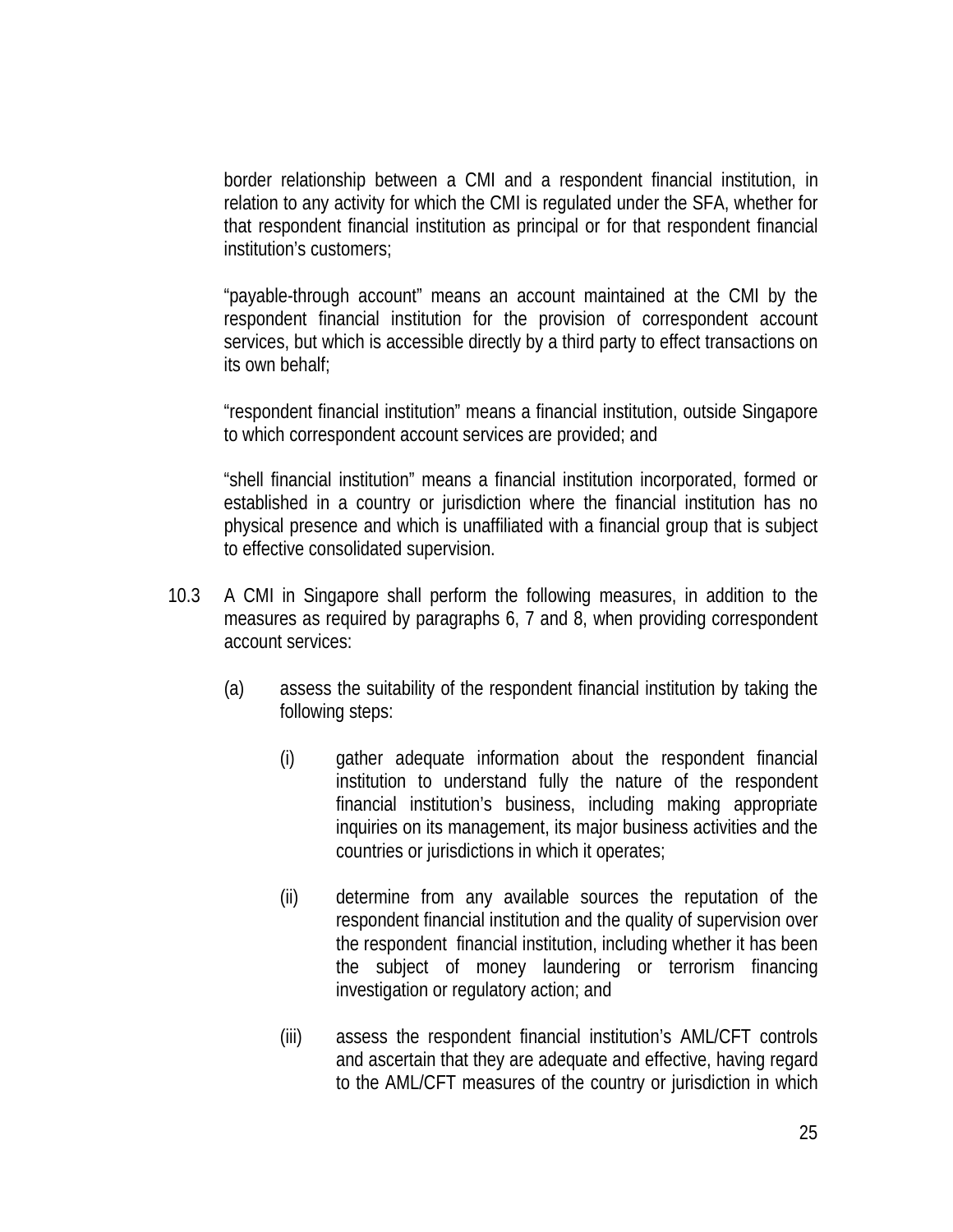border relationship between a CMI and a respondent financial institution, in relation to any activity for which the CMI is regulated under the SFA, whether for that respondent financial institution as principal or for that respondent financial institution's customers;

"payable-through account" means an account maintained at the CMI by the respondent financial institution for the provision of correspondent account services, but which is accessible directly by a third party to effect transactions on its own behalf;

"respondent financial institution" means a financial institution, outside Singapore to which correspondent account services are provided; and

"shell financial institution" means a financial institution incorporated, formed or established in a country or jurisdiction where the financial institution has no physical presence and which is unaffiliated with a financial group that is subject to effective consolidated supervision.

10.3 A CMI in Singapore shall perform the following measures, in addition to the measures as required by paragraphs 6, 7 and 8, when providing correspondent account services:

(a) assess the suitability of the respondent financial institution by taking the following steps:

(i) gather adequate information about the respondent financial institution to understand fully the nature of the respondent financial institution's business, including making appropriate inquiries on its management, its major business activities and the countries or jurisdictions in which it operates;

(ii) determine from any available sources the reputation of the respondent financial institution and the quality of supervision over the respondent financial institution, including whether it has been the subject of money laundering or terrorism financing investigation or regulatory action; and

(iii) assess the respondent financial institution's AML/CFT controls and ascertain that they are adequate and effective, having regard to the AML/CFT measures of the country or jurisdiction in which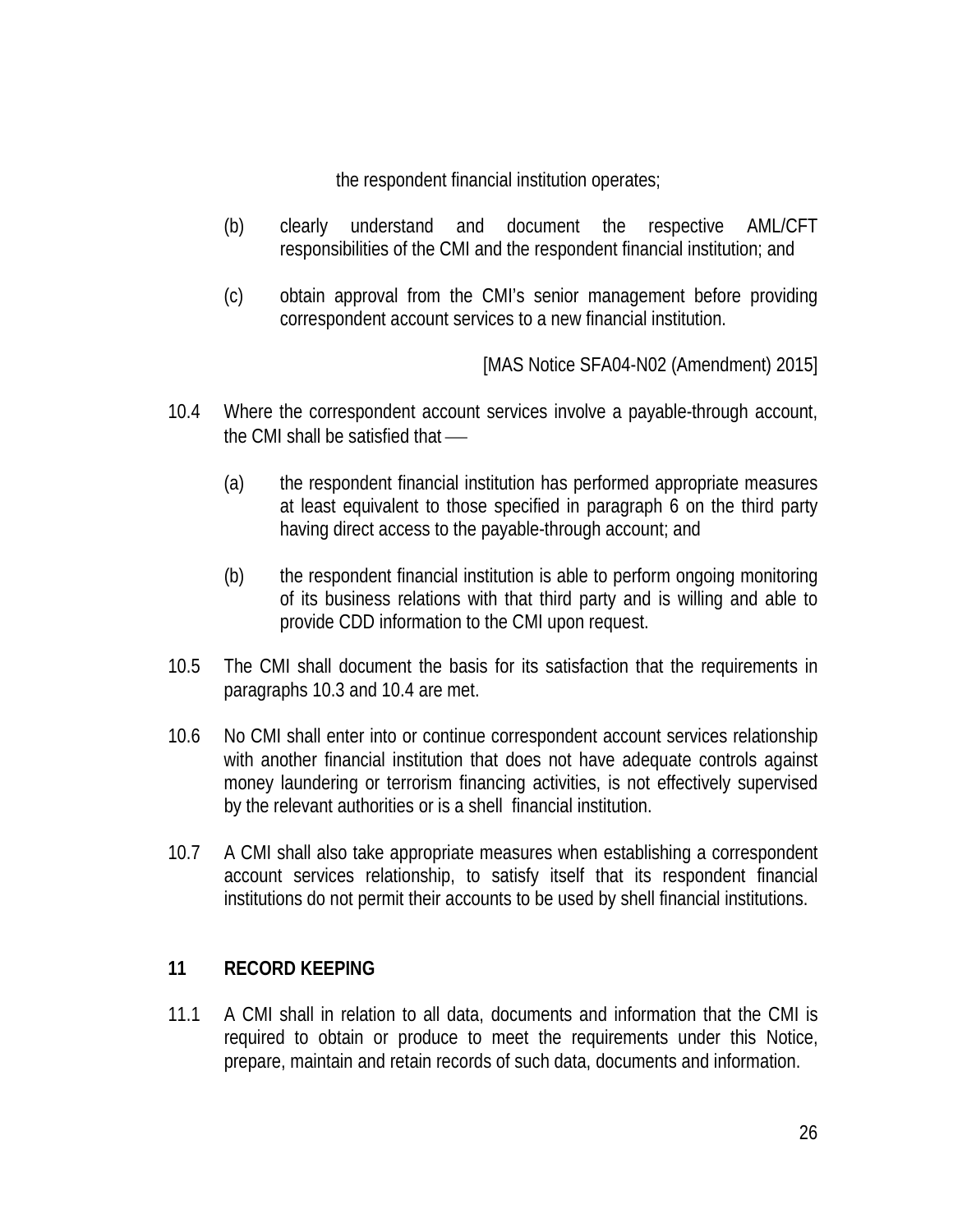the respondent financial institution operates;

(b) clearly understand and document the respective AML/CFT responsibilities of the CMI and the respondent financial institution; and

(c) obtain approval from the CMI's senior management before providing correspondent account services to a new financial institution.

[MAS Notice SFA04-N02 (Amendment) 2015]

10.4 Where the correspondent account services involve a payable-through account, the CMI shall be satisfied that ––

(a) the respondent financial institution has performed appropriate measures at least equivalent to those specified in paragraph 6 on the third party having direct access to the payable-through account; and

(b) the respondent financial institution is able to perform ongoing monitoring of its business relations with that third party and is willing and able to provide CDD information to the CMI upon request.

10.5 The CMI shall document the basis for its satisfaction that the requirements in paragraphs 10.3 and 10.4 are met.

10.6 No CMI shall enter into or continue correspondent account services relationship with another financial institution that does not have adequate controls against money laundering or terrorism financing activities, is not effectively supervised by the relevant authorities or is a shell financial institution.

10.7 A CMI shall also take appropriate measures when establishing a correspondent account services relationship, to satisfy itself that its respondent financial institutions do not permit their accounts to be used by shell financial institutions.

## 11 RECORD KEEPING

11.1 A CMI shall in relation to all data, documents and information that the CMI is required to obtain or produce to meet the requirements under this Notice, prepare, maintain and retain records of such data, documents and information.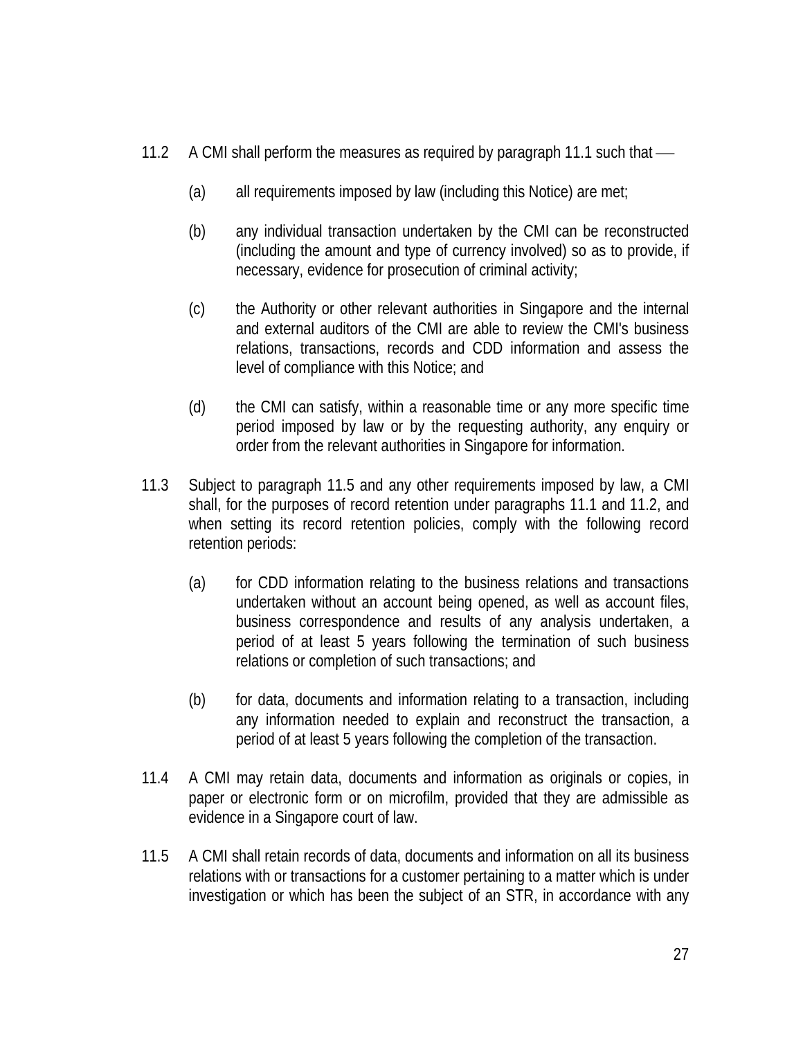11.2 A CMI shall perform the measures as required by paragraph 11.1 such that —

   (a) all requirements imposed by law (including this Notice) are met;

   (b) any individual transaction undertaken by the CMI can be reconstructed (including the amount and type of currency involved) so as to provide, if necessary, evidence for prosecution of criminal activity;

   (c) the Authority or other relevant authorities in Singapore and the internal and external auditors of the CMI are able to review the CMI's business relations, transactions, records and CDD information and assess the level of compliance with this Notice; and

   (d) the CMI can satisfy, within a reasonable time or any more specific time period imposed by law or by the requesting authority, any enquiry or order from the relevant authorities in Singapore for information.

11.3 Subject to paragraph 11.5 and any other requirements imposed by law, a CMI shall, for the purposes of record retention under paragraphs 11.1 and 11.2, and when setting its record retention policies, comply with the following record retention periods:

   (a) for CDD information relating to the business relations and transactions undertaken without an account being opened, as well as account files, business correspondence and results of any analysis undertaken, a period of at least 5 years following the termination of such business relations or completion of such transactions; and

   (b) for data, documents and information relating to a transaction, including any information needed to explain and reconstruct the transaction, a period of at least 5 years following the completion of the transaction.

11.4 A CMI may retain data, documents and information as originals or copies, in paper or electronic form or on microfilm, provided that they are admissible as evidence in a Singapore court of law.

11.5 A CMI shall retain records of data, documents and information on all its business relations with or transactions for a customer pertaining to a matter which is under investigation or which has been the subject of an STR, in accordance with any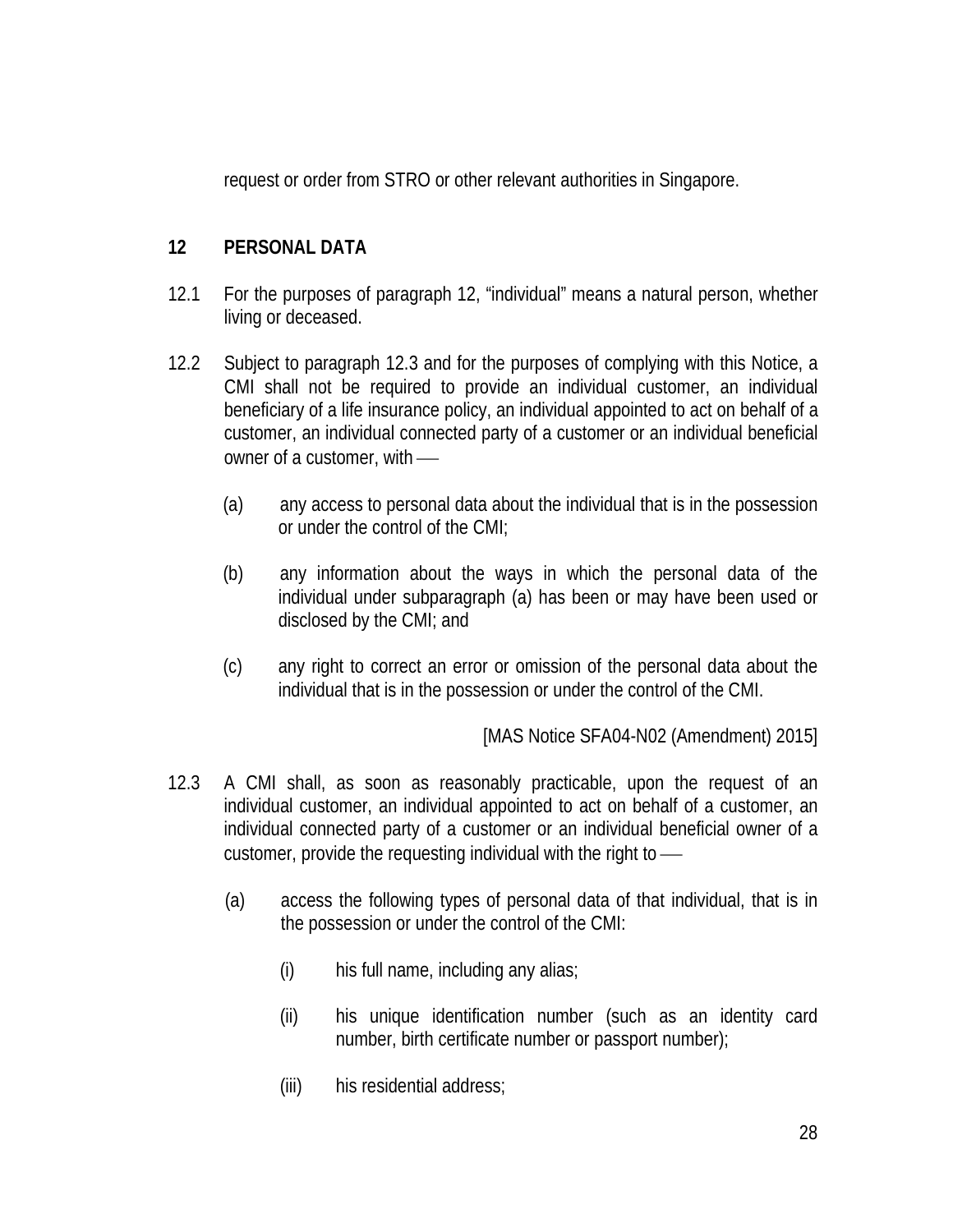request or order from STRO or other relevant authorities in Singapore.

## 12 PERSONAL DATA

12.1 For the purposes of paragraph 12, "individual" means a natural person, whether living or deceased.

12.2 Subject to paragraph 12.3 and for the purposes of complying with this Notice, a CMI shall not be required to provide an individual customer, an individual beneficiary of a life insurance policy, an individual appointed to act on behalf of a customer, an individual connected party of a customer or an individual beneficial owner of a customer, with ––

(a) any access to personal data about the individual that is in the possession or under the control of the CMI;

(b) any information about the ways in which the personal data of the individual under subparagraph (a) has been or may have been used or disclosed by the CMI; and

(c) any right to correct an error or omission of the personal data about the individual that is in the possession or under the control of the CMI.

[MAS Notice SFA04-N02 (Amendment) 2015]

12.3 A CMI shall, as soon as reasonably practicable, upon the request of an individual customer, an individual appointed to act on behalf of a customer, an individual connected party of a customer or an individual beneficial owner of a customer, provide the requesting individual with the right to ––

(a) access the following types of personal data of that individual, that is in the possession or under the control of the CMI:

(i) his full name, including any alias;

(ii) his unique identification number (such as an identity card number, birth certificate number or passport number);

(iii) his residential address;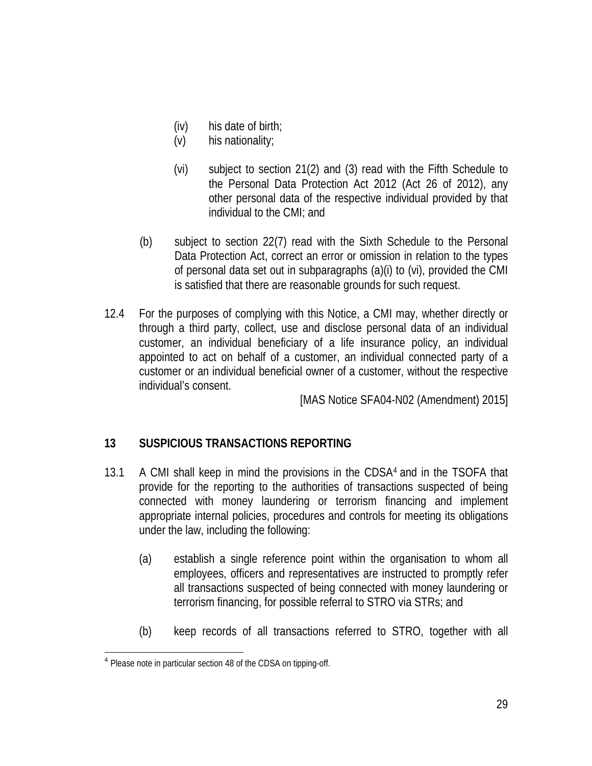(iv) his date of birth;

(v) his nationality;

(vi) subject to section 21(2) and (3) read with the Fifth Schedule to the Personal Data Protection Act 2012 (Act 26 of 2012), any other personal data of the respective individual provided by that individual to the CMI; and

(b) subject to section 22(7) read with the Sixth Schedule to the Personal Data Protection Act, correct an error or omission in relation to the types of personal data set out in subparagraphs (a)(i) to (vi), provided the CMI is satisfied that there are reasonable grounds for such request.

12.4 For the purposes of complying with this Notice, a CMI may, whether directly or through a third party, collect, use and disclose personal data of an individual customer, an individual beneficiary of a life insurance policy, an individual appointed to act on behalf of a customer, an individual connected party of a customer or an individual beneficial owner of a customer, without the respective individual's consent.

[MAS Notice SFA04-N02 (Amendment) 2015]

## 13 SUSPICIOUS TRANSACTIONS REPORTING

13.1 A CMI shall keep in mind the provisions in the CDSA[4] and in the TSOFA that provide for the reporting to the authorities of transactions suspected of being connected with money laundering or terrorism financing and implement appropriate internal policies, procedures and controls for meeting its obligations under the law, including the following:

(a) establish a single reference point within the organisation to whom all employees, officers and representatives are instructed to promptly refer all transactions suspected of being connected with money laundering or terrorism financing, for possible referral to STRO via STRs; and

(b) keep records of all transactions referred to STRO, together with all

---

[4] Please note in particular section 48 of the CDSA on tipping-off.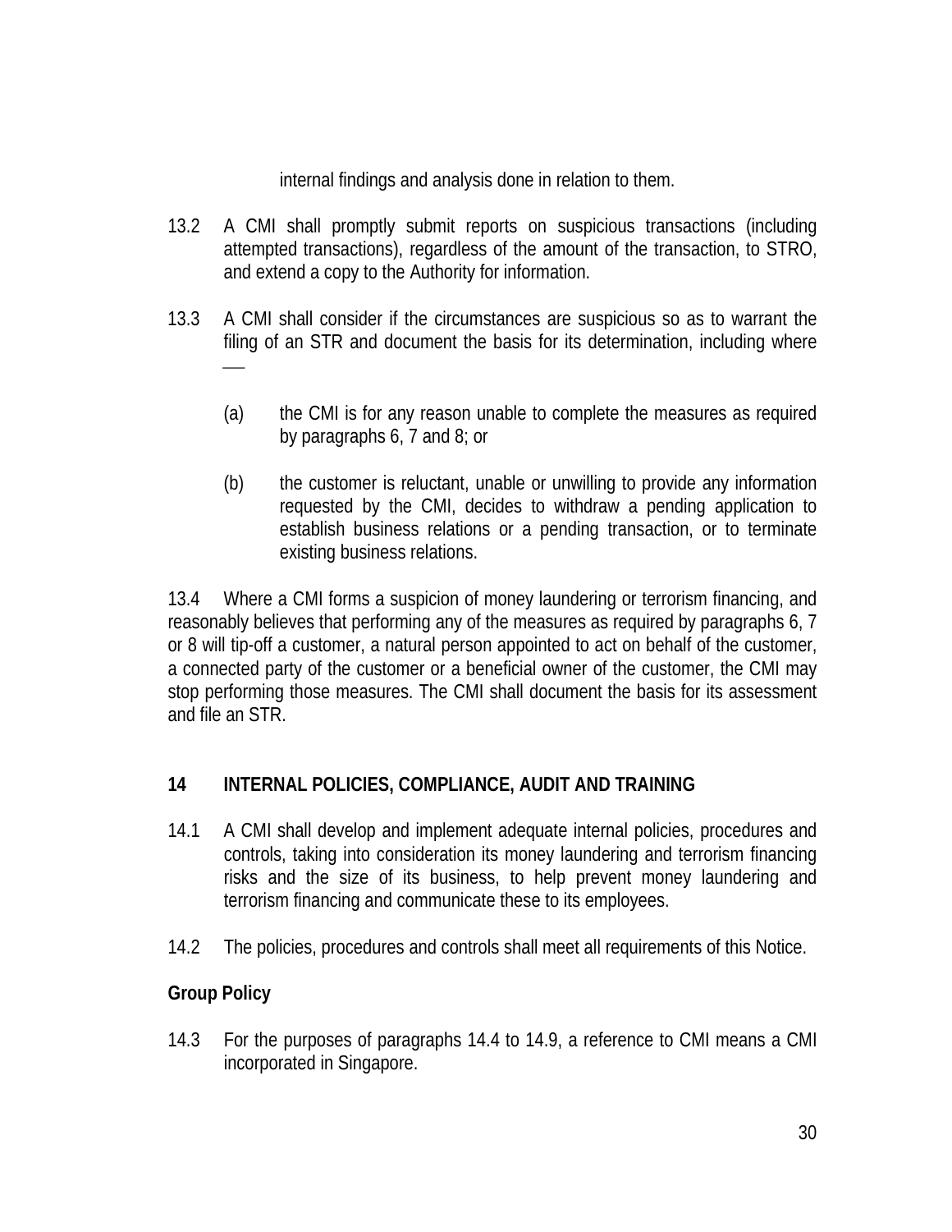internal findings and analysis done in relation to them.

13.2 A CMI shall promptly submit reports on suspicious transactions (including attempted transactions), regardless of the amount of the transaction, to STRO, and extend a copy to the Authority for information.

13.3 A CMI shall consider if the circumstances are suspicious so as to warrant the filing of an STR and document the basis for its determination, including where —

(a) the CMI is for any reason unable to complete the measures as required by paragraphs 6, 7 and 8; or

(b) the customer is reluctant, unable or unwilling to provide any information requested by the CMI, decides to withdraw a pending application to establish business relations or a pending transaction, or to terminate existing business relations.

13.4 Where a CMI forms a suspicion of money laundering or terrorism financing, and reasonably believes that performing any of the measures as required by paragraphs 6, 7 or 8 will tip-off a customer, a natural person appointed to act on behalf of the customer, a connected party of the customer or a beneficial owner of the customer, the CMI may stop performing those measures. The CMI shall document the basis for its assessment and file an STR.

## 14 INTERNAL POLICIES, COMPLIANCE, AUDIT AND TRAINING

14.1 A CMI shall develop and implement adequate internal policies, procedures and controls, taking into consideration its money laundering and terrorism financing risks and the size of its business, to help prevent money laundering and terrorism financing and communicate these to its employees.

14.2 The policies, procedures and controls shall meet all requirements of this Notice.

### Group Policy

14.3 For the purposes of paragraphs 14.4 to 14.9, a reference to CMI means a CMI incorporated in Singapore.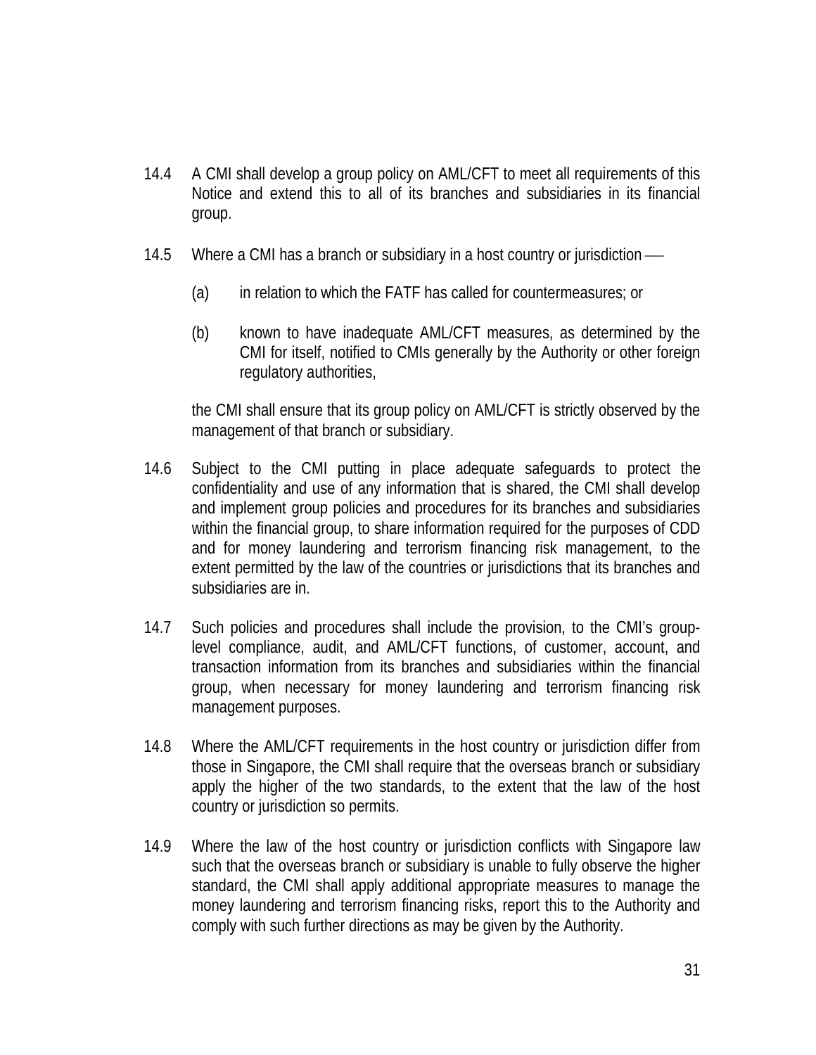14.4 A CMI shall develop a group policy on AML/CFT to meet all requirements of this Notice and extend this to all of its branches and subsidiaries in its financial group.

14.5 Where a CMI has a branch or subsidiary in a host country or jurisdiction —

(a) in relation to which the FATF has called for countermeasures; or

(b) known to have inadequate AML/CFT measures, as determined by the CMI for itself, notified to CMIs generally by the Authority or other foreign regulatory authorities,

the CMI shall ensure that its group policy on AML/CFT is strictly observed by the management of that branch or subsidiary.

14.6 Subject to the CMI putting in place adequate safeguards to protect the confidentiality and use of any information that is shared, the CMI shall develop and implement group policies and procedures for its branches and subsidiaries within the financial group, to share information required for the purposes of CDD and for money laundering and terrorism financing risk management, to the extent permitted by the law of the countries or jurisdictions that its branches and subsidiaries are in.

14.7 Such policies and procedures shall include the provision, to the CMI's group-level compliance, audit, and AML/CFT functions, of customer, account, and transaction information from its branches and subsidiaries within the financial group, when necessary for money laundering and terrorism financing risk management purposes.

14.8 Where the AML/CFT requirements in the host country or jurisdiction differ from those in Singapore, the CMI shall require that the overseas branch or subsidiary apply the higher of the two standards, to the extent that the law of the host country or jurisdiction so permits.

14.9 Where the law of the host country or jurisdiction conflicts with Singapore law such that the overseas branch or subsidiary is unable to fully observe the higher standard, the CMI shall apply additional appropriate measures to manage the money laundering and terrorism financing risks, report this to the Authority and comply with such further directions as may be given by the Authority.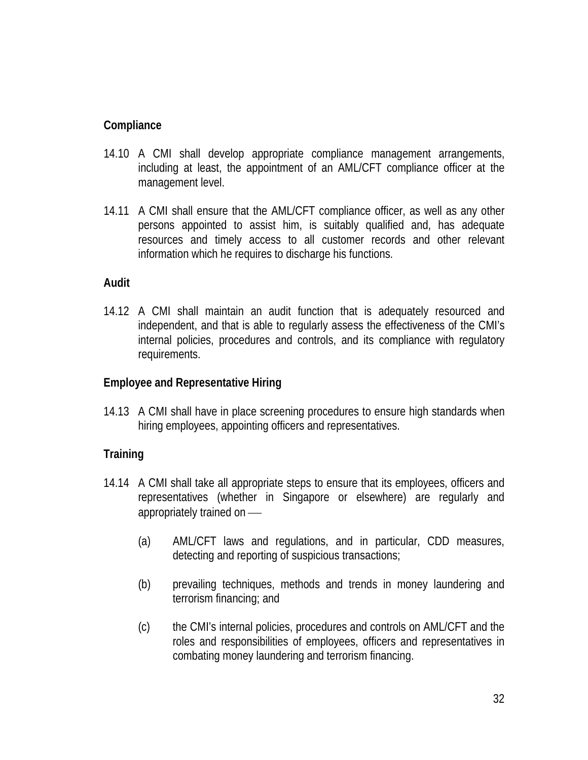**Compliance**

14.10 A CMI shall develop appropriate compliance management arrangements, including at least, the appointment of an AML/CFT compliance officer at the management level.

14.11 A CMI shall ensure that the AML/CFT compliance officer, as well as any other persons appointed to assist him, is suitably qualified and, has adequate resources and timely access to all customer records and other relevant information which he requires to discharge his functions.

**Audit**

14.12 A CMI shall maintain an audit function that is adequately resourced and independent, and that is able to regularly assess the effectiveness of the CMI's internal policies, procedures and controls, and its compliance with regulatory requirements.

**Employee and Representative Hiring**

14.13 A CMI shall have in place screening procedures to ensure high standards when hiring employees, appointing officers and representatives.

**Training**

14.14 A CMI shall take all appropriate steps to ensure that its employees, officers and representatives (whether in Singapore or elsewhere) are regularly and appropriately trained on —

(a) AML/CFT laws and regulations, and in particular, CDD measures, detecting and reporting of suspicious transactions;

(b) prevailing techniques, methods and trends in money laundering and terrorism financing; and

(c) the CMI's internal policies, procedures and controls on AML/CFT and the roles and responsibilities of employees, officers and representatives in combating money laundering and terrorism financing.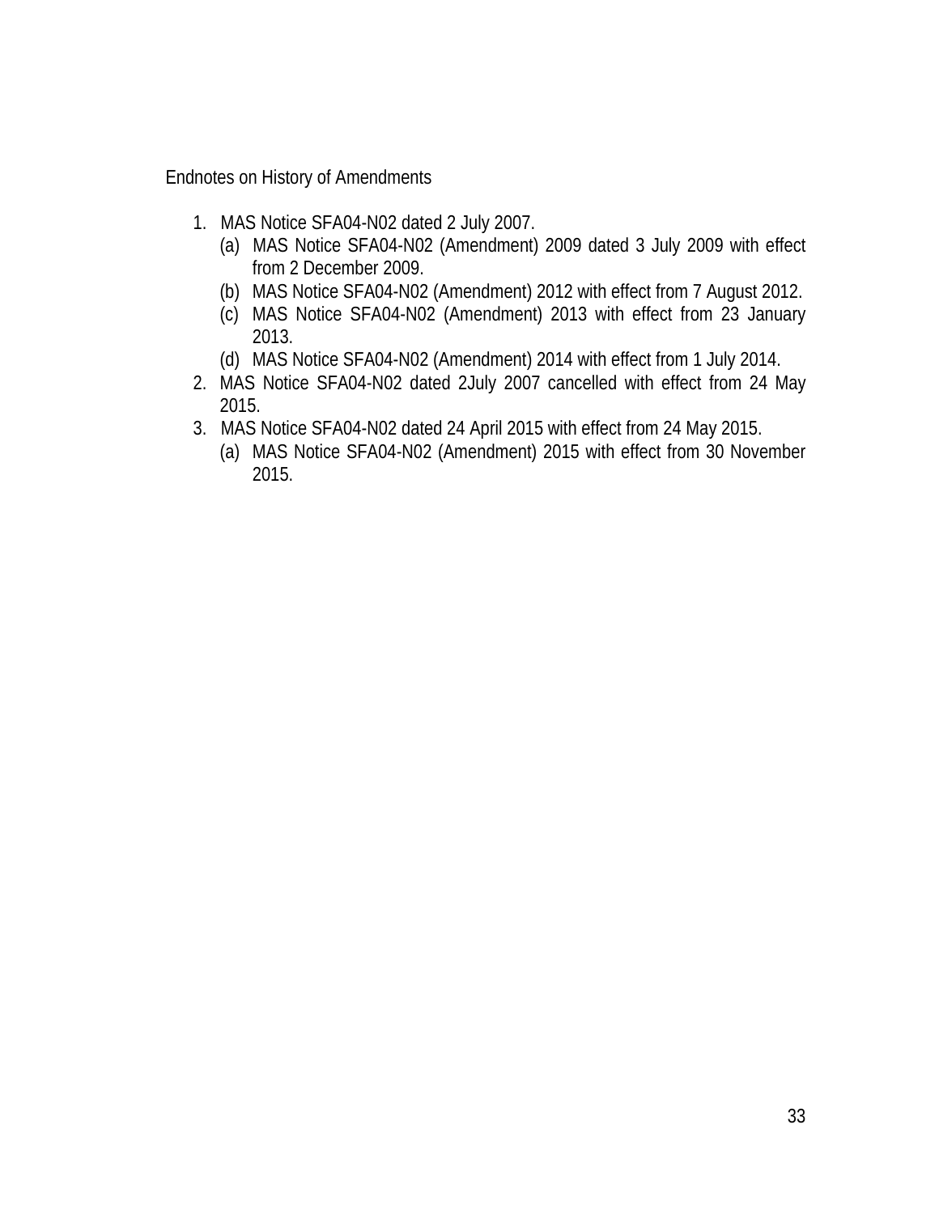Endnotes on History of Amendments

1. MAS Notice SFA04-N02 dated 2 July 2007.
   (a) MAS Notice SFA04-N02 (Amendment) 2009 dated 3 July 2009 with effect from 2 December 2009.
   (b) MAS Notice SFA04-N02 (Amendment) 2012 with effect from 7 August 2012.
   (c) MAS Notice SFA04-N02 (Amendment) 2013 with effect from 23 January 2013.
   (d) MAS Notice SFA04-N02 (Amendment) 2014 with effect from 1 July 2014.
2. MAS Notice SFA04-N02 dated 2July 2007 cancelled with effect from 24 May 2015.
3. MAS Notice SFA04-N02 dated 24 April 2015 with effect from 24 May 2015.
   (a) MAS Notice SFA04-N02 (Amendment) 2015 with effect from 30 November 2015.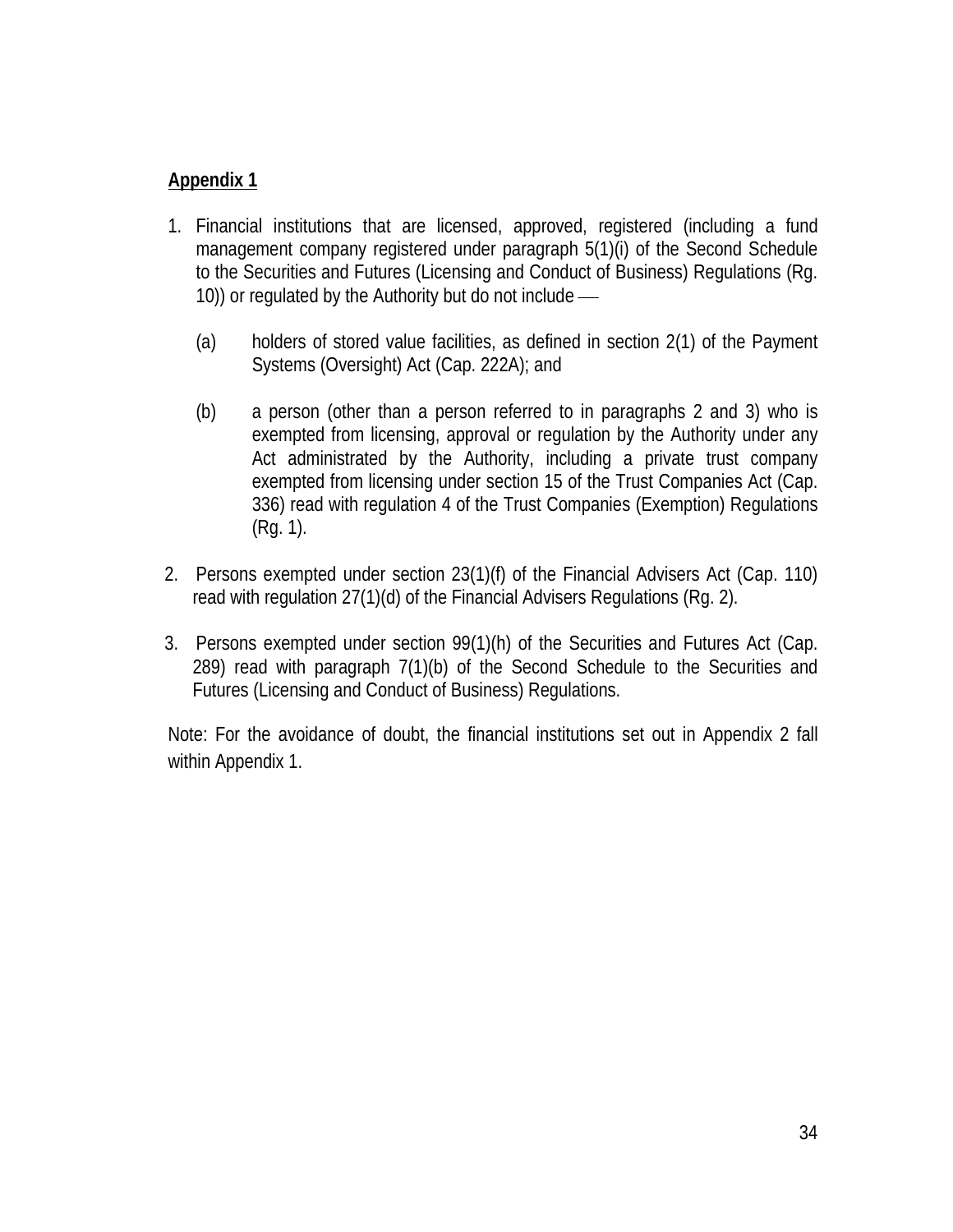**Appendix 1**

1. Financial institutions that are licensed, approved, registered (including a fund management company registered under paragraph 5(1)(i) of the Second Schedule to the Securities and Futures (Licensing and Conduct of Business) Regulations (Rg. 10)) or regulated by the Authority but do not include —

   (a) holders of stored value facilities, as defined in section 2(1) of the Payment Systems (Oversight) Act (Cap. 222A); and

   (b) a person (other than a person referred to in paragraphs 2 and 3) who is exempted from licensing, approval or regulation by the Authority under any Act administrated by the Authority, including a private trust company exempted from licensing under section 15 of the Trust Companies Act (Cap. 336) read with regulation 4 of the Trust Companies (Exemption) Regulations (Rg. 1).

2. Persons exempted under section 23(1)(f) of the Financial Advisers Act (Cap. 110) read with regulation 27(1)(d) of the Financial Advisers Regulations (Rg. 2).

3. Persons exempted under section 99(1)(h) of the Securities and Futures Act (Cap. 289) read with paragraph 7(1)(b) of the Second Schedule to the Securities and Futures (Licensing and Conduct of Business) Regulations.

Note: For the avoidance of doubt, the financial institutions set out in Appendix 2 fall within Appendix 1.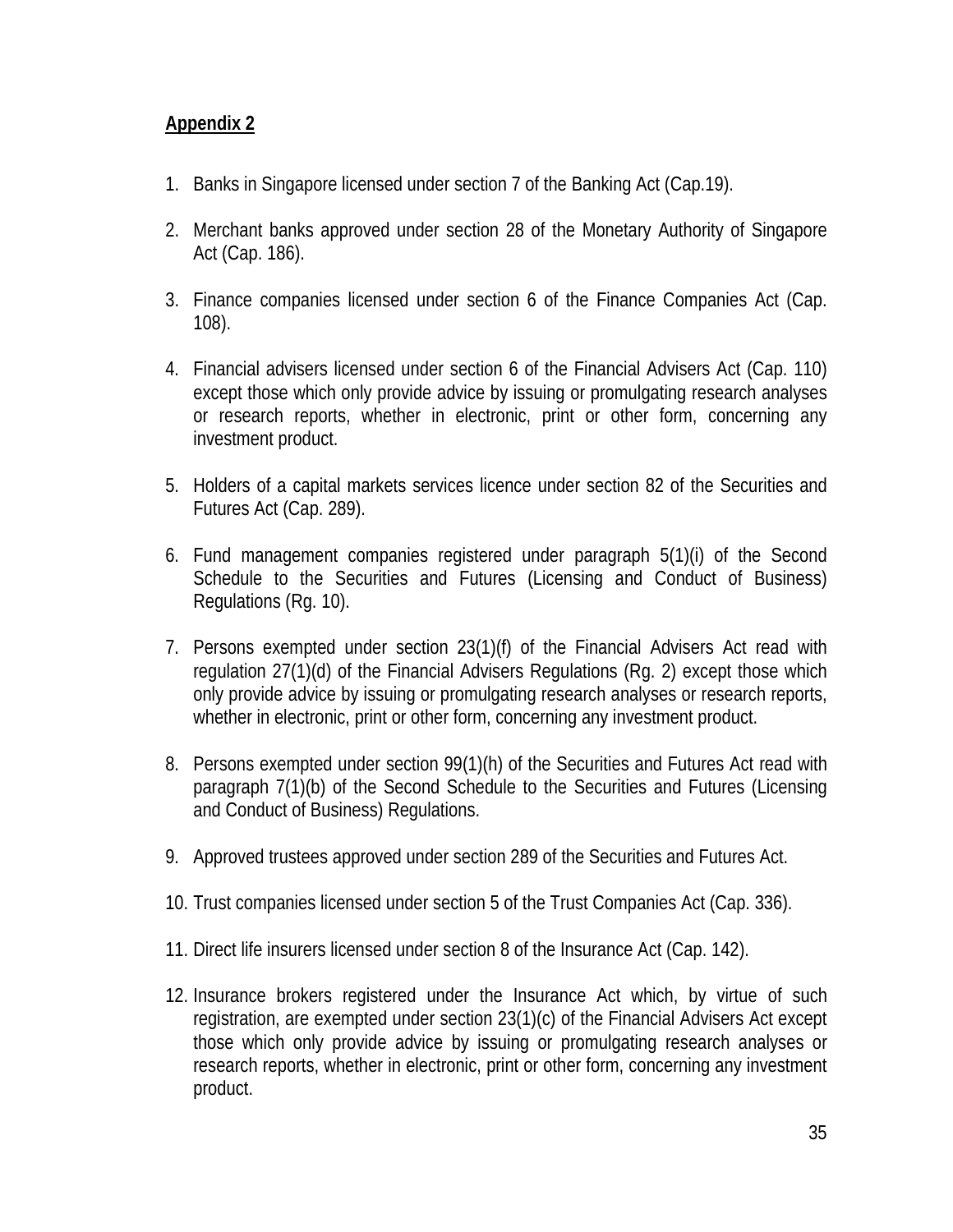**Appendix 2**

1. Banks in Singapore licensed under section 7 of the Banking Act (Cap.19).

2. Merchant banks approved under section 28 of the Monetary Authority of Singapore Act (Cap. 186).

3. Finance companies licensed under section 6 of the Finance Companies Act (Cap. 108).

4. Financial advisers licensed under section 6 of the Financial Advisers Act (Cap. 110) except those which only provide advice by issuing or promulgating research analyses or research reports, whether in electronic, print or other form, concerning any investment product.

5. Holders of a capital markets services licence under section 82 of the Securities and Futures Act (Cap. 289).

6. Fund management companies registered under paragraph 5(1)(i) of the Second Schedule to the Securities and Futures (Licensing and Conduct of Business) Regulations (Rg. 10).

7. Persons exempted under section 23(1)(f) of the Financial Advisers Act read with regulation 27(1)(d) of the Financial Advisers Regulations (Rg. 2) except those which only provide advice by issuing or promulgating research analyses or research reports, whether in electronic, print or other form, concerning any investment product.

8. Persons exempted under section 99(1)(h) of the Securities and Futures Act read with paragraph 7(1)(b) of the Second Schedule to the Securities and Futures (Licensing and Conduct of Business) Regulations.

9. Approved trustees approved under section 289 of the Securities and Futures Act.

10. Trust companies licensed under section 5 of the Trust Companies Act (Cap. 336).

11. Direct life insurers licensed under section 8 of the Insurance Act (Cap. 142).

12. Insurance brokers registered under the Insurance Act which, by virtue of such registration, are exempted under section 23(1)(c) of the Financial Advisers Act except those which only provide advice by issuing or promulgating research analyses or research reports, whether in electronic, print or other form, concerning any investment product.